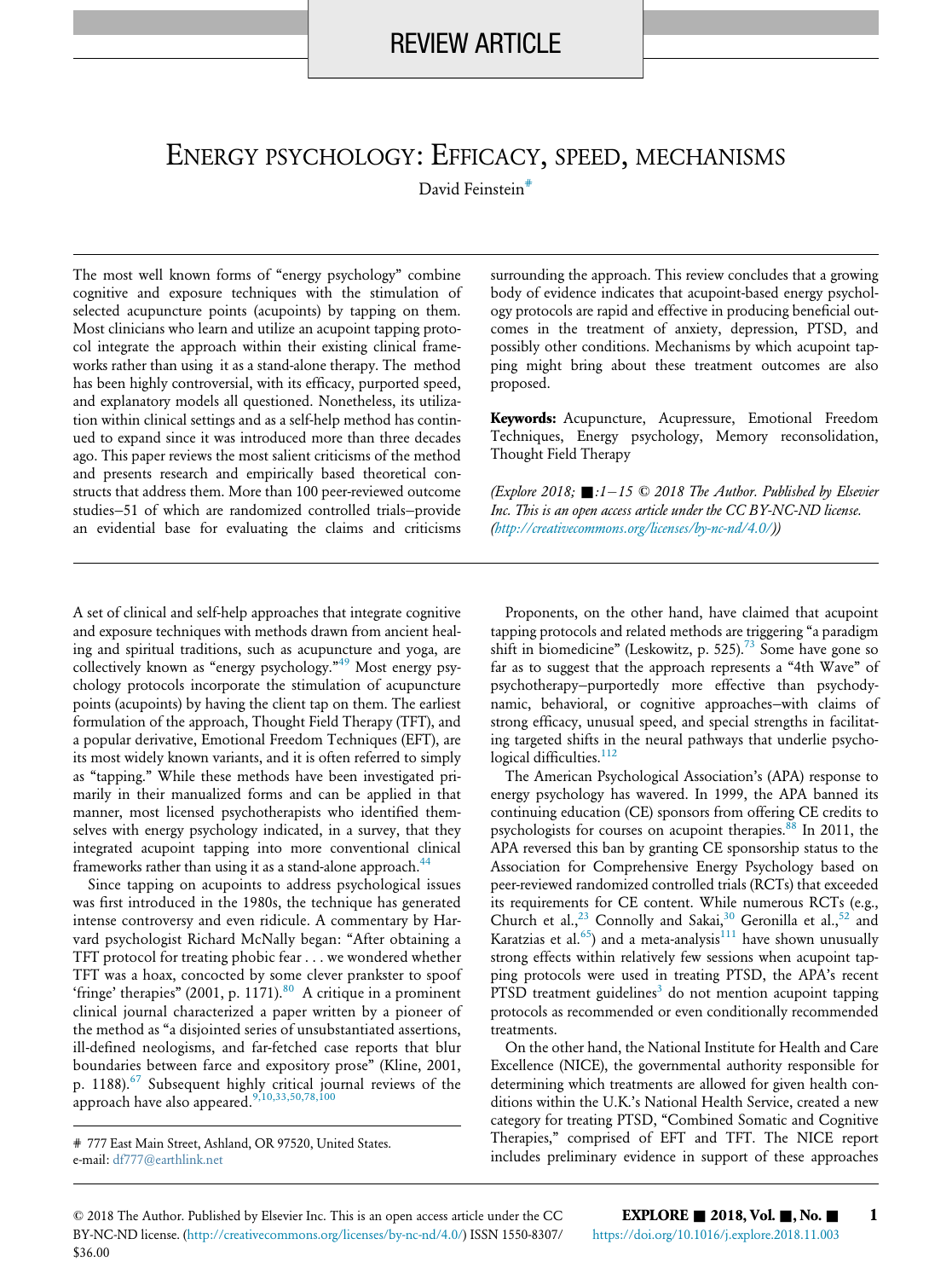REVIEW ARTICLE

# Energy psychology: Efficacy, speed, mechanisms

David Feinstein[#]

The most well known forms of "energy psychology" combine cognitive and exposure techniques with the stimulation of selected acupuncture points (acupoints) by tapping on them. Most clinicians who learn and utilize an acupoint tapping protocol integrate the approach within their existing clinical frameworks rather than using it as a stand-alone therapy. The method has been highly controversial, with its efficacy, purported speed, and explanatory models all questioned. Nonetheless, its utilization within clinical settings and as a self-help method has continued to expand since it was introduced more than three decades ago. This paper reviews the most salient criticisms of the method and presents research and empirically based theoretical constructs that address them. More than 100 peer-reviewed outcome studies–51 of which are randomized controlled trials–provide an evidential base for evaluating the claims and criticisms surrounding the approach. This review concludes that a growing body of evidence indicates that acupoint-based energy psychology protocols are rapid and effective in producing beneficial outcomes in the treatment of anxiety, depression, PTSD, and possibly other conditions. Mechanisms by which acupoint tapping might bring about these treatment outcomes are also proposed.

**Keywords:** Acupuncture, Acupressure, Emotional Freedom Techniques, Energy psychology, Memory reconsolidation, Thought Field Therapy

*(Explore 2018; ■:1–15 © 2018 The Author. Published by Elsevier Inc. This is an open access article under the CC BY-NC-ND license. (http://creativecommons.org/licenses/by-nc-nd/4.0/))*

A set of clinical and self-help approaches that integrate cognitive and exposure techniques with methods drawn from ancient healing and spiritual traditions, such as acupuncture and yoga, are collectively known as "energy psychology."[49] Most energy psychology protocols incorporate the stimulation of acupuncture points (acupoints) by having the client tap on them. The earliest formulation of the approach, Thought Field Therapy (TFT), and a popular derivative, Emotional Freedom Techniques (EFT), are its most widely known variants, and it is often referred to simply as "tapping." While these methods have been investigated primarily in their manualized forms and can be applied in that manner, most licensed psychotherapists who identified themselves with energy psychology indicated, in a survey, that they integrated acupoint tapping into more conventional clinical frameworks rather than using it as a stand-alone approach.[44]

Since tapping on acupoints to address psychological issues was first introduced in the 1980s, the technique has generated intense controversy and even ridicule. A commentary by Harvard psychologist Richard McNally began: "After obtaining a TFT protocol for treating phobic fear . . . we wondered whether TFT was a hoax, concocted by some clever prankster to spoof 'fringe' therapies" (2001, p. 1171).[80] A critique in a prominent clinical journal characterized a paper written by a pioneer of the method as "a disjointed series of unsubstantiated assertions, ill-defined neologisms, and far-fetched case reports that blur boundaries between farce and expository prose" (Kline, 2001, p. 1188).[67] Subsequent highly critical journal reviews of the approach have also appeared.[9,10,33,50,78,100]

Proponents, on the other hand, have claimed that acupoint tapping protocols and related methods are triggering "a paradigm shift in biomedicine" (Leskowitz, p. 525).[73] Some have gone so far as to suggest that the approach represents a "4th Wave" of psychotherapy–purportedly more effective than psychodynamic, behavioral, or cognitive approaches–with claims of strong efficacy, unusual speed, and special strengths in facilitating targeted shifts in the neural pathways that underlie psychological difficulties.[112]

The American Psychological Association's (APA) response to energy psychology has wavered. In 1999, the APA banned its continuing education (CE) sponsors from offering CE credits to psychologists for courses on acupoint therapies.[88] In 2011, the APA reversed this ban by granting CE sponsorship status to the Association for Comprehensive Energy Psychology based on peer-reviewed randomized controlled trials (RCTs) that exceeded its requirements for CE content. While numerous RCTs (e.g., Church et al.,[23] Connolly and Sakai,[30] Geronilla et al.,[52] and Karatzias et al.[65]) and a meta-analysis[111] have shown unusually strong effects within relatively few sessions when acupoint tapping protocols were used in treating PTSD, the APA's recent PTSD treatment guidelines[3] do not mention acupoint tapping protocols as recommended or even conditionally recommended treatments.

On the other hand, the National Institute for Health and Care Excellence (NICE), the governmental authority responsible for determining which treatments are allowed for given health conditions within the U.K.'s National Health Service, created a new category for treating PTSD, "Combined Somatic and Cognitive Therapies," comprised of EFT and TFT. The NICE report includes preliminary evidence in support of these approaches

[#] 777 East Main Street, Ashland, OR 97520, United States.
e-mail: df777@earthlink.net

© 2018 The Author. Published by Elsevier Inc. This is an open access article under the CC BY-NC-ND license. (http://creativecommons.org/licenses/by-nc-nd/4.0/) ISSN 1550-8307/$36.00

https://doi.org/10.1016/j.explore.2018.11.003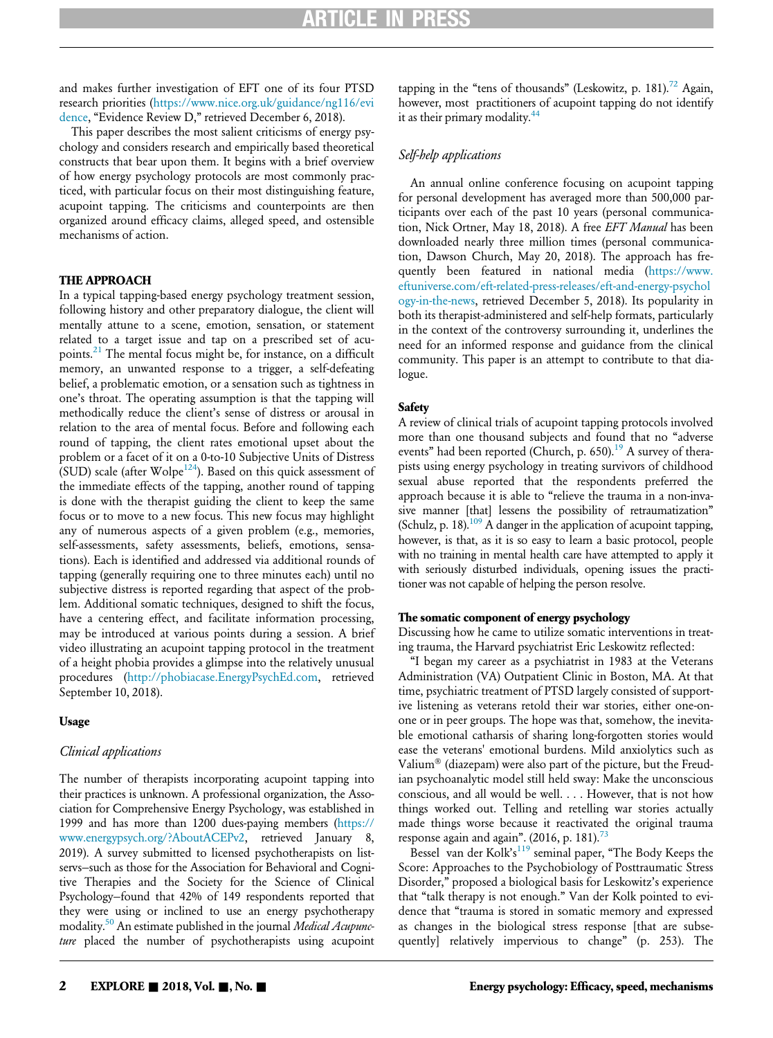and makes further investigation of EFT one of its four PTSD research priorities (https://www.nice.org.uk/guidance/ng116/evidence, "Evidence Review D," retrieved December 6, 2018).

This paper describes the most salient criticisms of energy psychology and considers research and empirically based theoretical constructs that bear upon them. It begins with a brief overview of how energy psychology protocols are most commonly practiced, with particular focus on their most distinguishing feature, acupoint tapping. The criticisms and counterpoints are then organized around efficacy claims, alleged speed, and ostensible mechanisms of action.

## THE APPROACH

In a typical tapping-based energy psychology treatment session, following history and other preparatory dialogue, the client will mentally attune to a scene, emotion, sensation, or statement related to a target issue and tap on a prescribed set of acupoints.[21] The mental focus might be, for instance, on a difficult memory, an unwanted response to a trigger, a self-defeating belief, a problematic emotion, or a sensation such as tightness in one's throat. The operating assumption is that the tapping will methodically reduce the client's sense of distress or arousal in relation to the area of mental focus. Before and following each round of tapping, the client rates emotional upset about the problem or a facet of it on a 0-to-10 Subjective Units of Distress (SUD) scale (after Wolpe[124]). Based on this quick assessment of the immediate effects of the tapping, another round of tapping is done with the therapist guiding the client to keep the same focus or to move to a new focus. This new focus may highlight any of numerous aspects of a given problem (e.g., memories, self-assessments, safety assessments, beliefs, emotions, sensations). Each is identified and addressed via additional rounds of tapping (generally requiring one to three minutes each) until no subjective distress is reported regarding that aspect of the problem. Additional somatic techniques, designed to shift the focus, have a centering effect, and facilitate information processing, may be introduced at various points during a session. A brief video illustrating an acupoint tapping protocol in the treatment of a height phobia provides a glimpse into the relatively unusual procedures (http://phobiacase.EnergyPsychEd.com, retrieved September 10, 2018).

### Usage

#### *Clinical applications*

The number of therapists incorporating acupoint tapping into their practices is unknown. A professional organization, the Association for Comprehensive Energy Psychology, was established in 1999 and has more than 1200 dues-paying members (https://www.energypsych.org/?AboutACEPv2, retrieved January 8, 2019). A survey submitted to licensed psychotherapists on listservs–such as those for the Association for Behavioral and Cognitive Therapies and the Society for the Science of Clinical Psychology–found that 42% of 149 respondents reported that they were using or inclined to use an energy psychotherapy modality.[50] An estimate published in the journal *Medical Acupuncture* placed the number of psychotherapists using acupoint tapping in the "tens of thousands" (Leskowitz, p. 181).[72] Again, however, most practitioners of acupoint tapping do not identify it as their primary modality.[44]

#### *Self-help applications*

An annual online conference focusing on acupoint tapping for personal development has averaged more than 500,000 participants over each of the past 10 years (personal communication, Nick Ortner, May 18, 2018). A free *EFT Manual* has been downloaded nearly three million times (personal communication, Dawson Church, May 20, 2018). The approach has frequently been featured in national media (https://www.eftuniverse.com/eft-related-press-releases/eft-and-energy-psychology-in-the-news, retrieved December 5, 2018). Its popularity in both its therapist-administered and self-help formats, particularly in the context of the controversy surrounding it, underlines the need for an informed response and guidance from the clinical community. This paper is an attempt to contribute to that dialogue.

### Safety

A review of clinical trials of acupoint tapping protocols involved more than one thousand subjects and found that no "adverse events" had been reported (Church, p. 650).[19] A survey of therapists using energy psychology in treating survivors of childhood sexual abuse reported that the respondents preferred the approach because it is able to "relieve the trauma in a non-invasive manner [that] lessens the possibility of retraumatization" (Schulz, p. 18).[109] A danger in the application of acupoint tapping, however, is that, as it is so easy to learn a basic protocol, people with no training in mental health care have attempted to apply it with seriously disturbed individuals, opening issues the practitioner was not capable of helping the person resolve.

### The somatic component of energy psychology

Discussing how he came to utilize somatic interventions in treating trauma, the Harvard psychiatrist Eric Leskowitz reflected:

"I began my career as a psychiatrist in 1983 at the Veterans Administration (VA) Outpatient Clinic in Boston, MA. At that time, psychiatric treatment of PTSD largely consisted of supportive listening as veterans retold their war stories, either one-on-one or in peer groups. The hope was that, somehow, the inevitable emotional catharsis of sharing long-forgotten stories would ease the veterans' emotional burdens. Mild anxiolytics such as Valium® (diazepam) were also part of the picture, but the Freudian psychoanalytic model still held sway: Make the unconscious conscious, and all would be well. . . . However, that is not how things worked out. Telling and retelling war stories actually made things worse because it reactivated the original trauma response again and again". (2016, p. 181).[73]

Bessel van der Kolk's[119] seminal paper, "The Body Keeps the Score: Approaches to the Psychobiology of Posttraumatic Stress Disorder," proposed a biological basis for Leskowitz's experience that "talk therapy is not enough." Van der Kolk pointed to evidence that "trauma is stored in somatic memory and expressed as changes in the biological stress response [that are subsequently] relatively impervious to change" (p. 253). The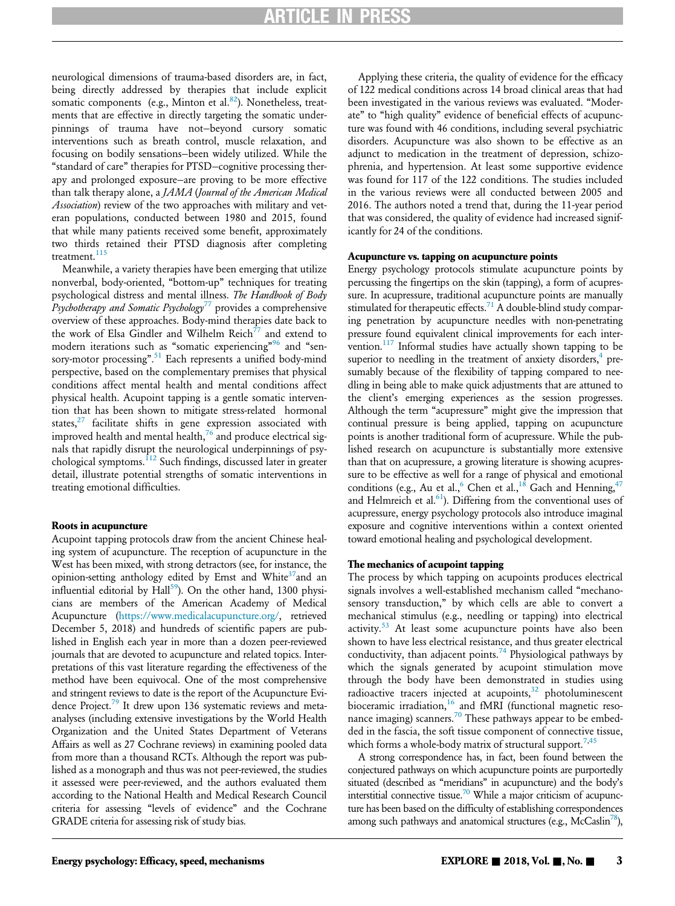neurological dimensions of trauma-based disorders are, in fact, being directly addressed by therapies that include explicit somatic components (e.g., Minton et al.[82]). Nonetheless, treatments that are effective in directly targeting the somatic underpinnings of trauma have not—beyond cursory somatic interventions such as breath control, muscle relaxation, and focusing on bodily sensations—been widely utilized. While the "standard of care" therapies for PTSD—cognitive processing therapy and prolonged exposure—are proving to be more effective than talk therapy alone, a *JAMA* (*Journal of the American Medical Association*) review of the two approaches with military and veteran populations, conducted between 1980 and 2015, found that while many patients received some benefit, approximately two thirds retained their PTSD diagnosis after completing treatment.[115]

Meanwhile, a variety therapies have been emerging that utilize nonverbal, body-oriented, "bottom-up" techniques for treating psychological distress and mental illness. *The Handbook of Body Psychotherapy and Somatic Psychology*[77] provides a comprehensive overview of these approaches. Body-mind therapies date back to the work of Elsa Gindler and Wilhelm Reich[77] and extend to modern iterations such as "somatic experiencing"[96] and "sensory-motor processing".[51] Each represents a unified body-mind perspective, based on the complementary premises that physical conditions affect mental health and mental conditions affect physical health. Acupoint tapping is a gentle somatic intervention that has been shown to mitigate stress-related hormonal states,[27] facilitate shifts in gene expression associated with improved health and mental health,[76] and produce electrical signals that rapidly disrupt the neurological underpinnings of psychological symptoms.[112] Such findings, discussed later in greater detail, illustrate potential strengths of somatic interventions in treating emotional difficulties.

### Roots in acupuncture

Acupoint tapping protocols draw from the ancient Chinese healing system of acupuncture. The reception of acupuncture in the West has been mixed, with strong detractors (see, for instance, the opinion-setting anthology edited by Ernst and White[37]and an influential editorial by Hall[59]). On the other hand, 1300 physicians are members of the American Academy of Medical Acupuncture (https://www.medicalacupuncture.org/, retrieved December 5, 2018) and hundreds of scientific papers are published in English each year in more than a dozen peer-reviewed journals that are devoted to acupuncture and related topics. Interpretations of this vast literature regarding the effectiveness of the method have been equivocal. One of the most comprehensive and stringent reviews to date is the report of the Acupuncture Evidence Project.[79] It drew upon 136 systematic reviews and meta-analyses (including extensive investigations by the World Health Organization and the United States Department of Veterans Affairs as well as 27 Cochrane reviews) in examining pooled data from more than a thousand RCTs. Although the report was published as a monograph and thus was not peer-reviewed, the studies it assessed were peer-reviewed, and the authors evaluated them according to the National Health and Medical Research Council criteria for assessing "levels of evidence" and the Cochrane GRADE criteria for assessing risk of study bias.

Applying these criteria, the quality of evidence for the efficacy of 122 medical conditions across 14 broad clinical areas that had been investigated in the various reviews was evaluated. "Moderate" to "high quality" evidence of beneficial effects of acupuncture was found with 46 conditions, including several psychiatric disorders. Acupuncture was also shown to be effective as an adjunct to medication in the treatment of depression, schizophrenia, and hypertension. At least some supportive evidence was found for 117 of the 122 conditions. The studies included in the various reviews were all conducted between 2005 and 2016. The authors noted a trend that, during the 11-year period that was considered, the quality of evidence had increased significantly for 24 of the conditions.

### Acupuncture vs. tapping on acupuncture points

Energy psychology protocols stimulate acupuncture points by percussing the fingertips on the skin (tapping), a form of acupressure. In acupressure, traditional acupuncture points are manually stimulated for therapeutic effects.[71] A double-blind study comparing penetration by acupuncture needles with non-penetrating pressure found equivalent clinical improvements for each intervention.[117] Informal studies have actually shown tapping to be superior to needling in the treatment of anxiety disorders,[4] presumably because of the flexibility of tapping compared to needling in being able to make quick adjustments that are attuned to the client's emerging experiences as the session progresses. Although the term "acupressure" might give the impression that continual pressure is being applied, tapping on acupuncture points is another traditional form of acupressure. While the published research on acupuncture is substantially more extensive than that on acupressure, a growing literature is showing acupressure to be effective as well for a range of physical and emotional conditions (e.g., Au et al.,[6] Chen et al.,[18] Gach and Henning,[47] and Helmreich et al.[61]). Differing from the conventional uses of acupressure, energy psychology protocols also introduce imaginal exposure and cognitive interventions within a context oriented toward emotional healing and psychological development.

### The mechanics of acupoint tapping

The process by which tapping on acupoints produces electrical signals involves a well-established mechanism called "mechanosensory transduction," by which cells are able to convert a mechanical stimulus (e.g., needling or tapping) into electrical activity.[53] At least some acupuncture points have also been shown to have less electrical resistance, and thus greater electrical conductivity, than adjacent points.[74] Physiological pathways by which the signals generated by acupoint stimulation move through the body have been demonstrated in studies using radioactive tracers injected at acupoints,[32] photoluminescent bioceramic irradiation,[16] and fMRI (functional magnetic resonance imaging) scanners.[70] These pathways appear to be embedded in the fascia, the soft tissue component of connective tissue, which forms a whole-body matrix of structural support.[7,45]

A strong correspondence has, in fact, been found between the conjectured pathways on which acupuncture points are purportedly situated (described as "meridians" in acupuncture) and the body's interstitial connective tissue.[70] While a major criticism of acupuncture has been based on the difficulty of establishing correspondences among such pathways and anatomical structures (e.g., McCaslin[78]),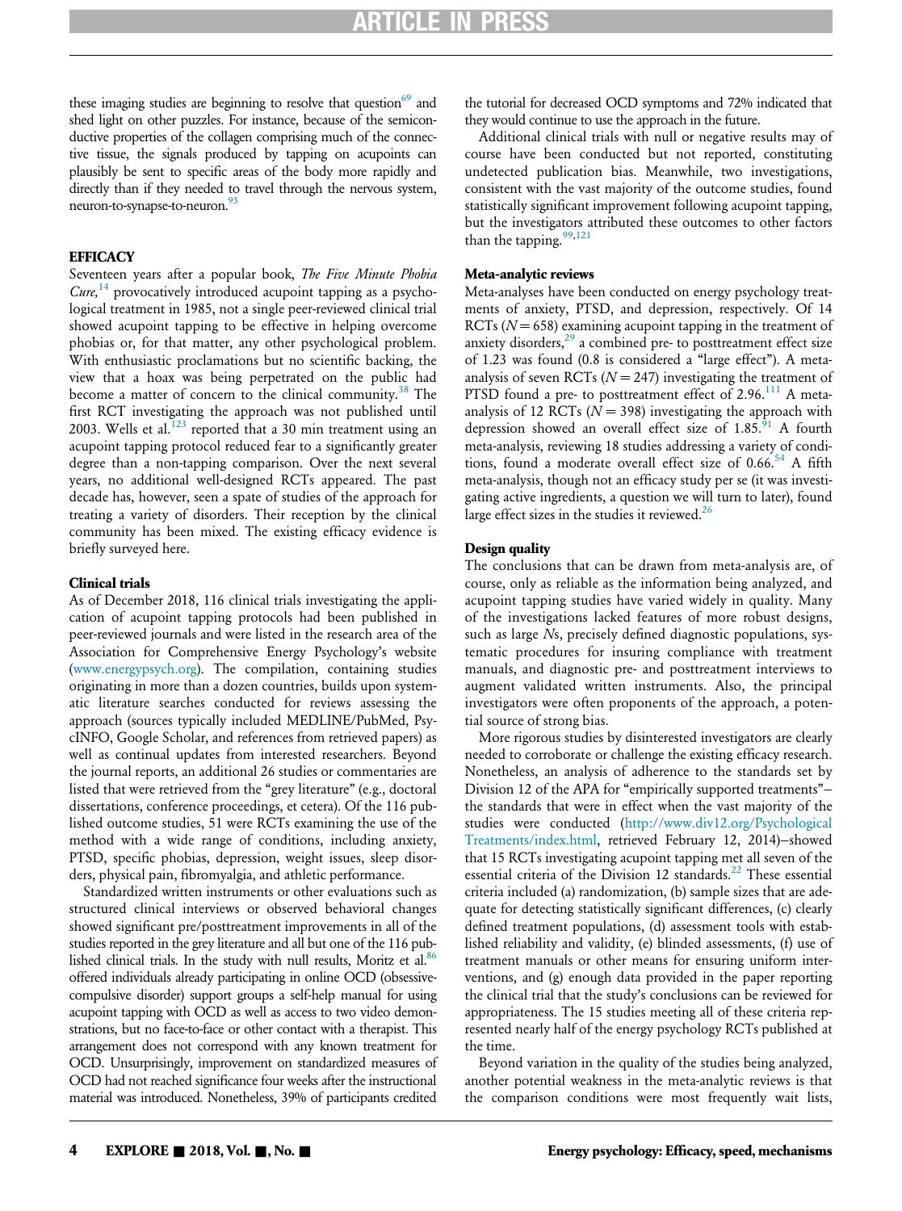these imaging studies are beginning to resolve that question[69] and shed light on other puzzles. For instance, because of the semiconductive properties of the collagen comprising much of the connective tissue, the signals produced by tapping on acupoints can plausibly be sent to specific areas of the body more rapidly and directly than if they needed to travel through the nervous system, neuron-to-synapse-to-neuron.[93]

## EFFICACY

Seventeen years after a popular book, *The Five Minute Phobia Cure,*[14] provocatively introduced acupoint tapping as a psychological treatment in 1985, not a single peer-reviewed clinical trial showed acupoint tapping to be effective in helping overcome phobias or, for that matter, any other psychological problem. With enthusiastic proclamations but no scientific backing, the view that a hoax was being perpetrated on the public had become a matter of concern to the clinical community.[38] The first RCT investigating the approach was not published until 2003. Wells et al.[123] reported that a 30 min treatment using an acupoint tapping protocol reduced fear to a significantly greater degree than a non-tapping comparison. Over the next several years, no additional well-designed RCTs appeared. The past decade has, however, seen a spate of studies of the approach for treating a variety of disorders. Their reception by the clinical community has been mixed. The existing efficacy evidence is briefly surveyed here.

### Clinical trials

As of December 2018, 116 clinical trials investigating the application of acupoint tapping protocols had been published in peer-reviewed journals and were listed in the research area of the Association for Comprehensive Energy Psychology's website (www.energypsych.org). The compilation, containing studies originating in more than a dozen countries, builds upon systematic literature searches conducted for reviews assessing the approach (sources typically included MEDLINE/PubMed, PsycINFO, Google Scholar, and references from retrieved papers) as well as continual updates from interested researchers. Beyond the journal reports, an additional 26 studies or commentaries are listed that were retrieved from the "grey literature" (e.g., doctoral dissertations, conference proceedings, et cetera). Of the 116 published outcome studies, 51 were RCTs examining the use of the method with a wide range of conditions, including anxiety, PTSD, specific phobias, depression, weight issues, sleep disorders, physical pain, fibromyalgia, and athletic performance.

Standardized written instruments or other evaluations such as structured clinical interviews or observed behavioral changes showed significant pre/posttreatment improvements in all of the studies reported in the grey literature and all but one of the 116 published clinical trials. In the study with null results, Moritz et al.[86] offered individuals already participating in online OCD (obsessive-compulsive disorder) support groups a self-help manual for using acupoint tapping with OCD as well as access to two video demonstrations, but no face-to-face or other contact with a therapist. This arrangement does not correspond with any known treatment for OCD. Unsurprisingly, improvement on standardized measures of OCD had not reached significance four weeks after the instructional material was introduced. Nonetheless, 39% of participants credited the tutorial for decreased OCD symptoms and 72% indicated that they would continue to use the approach in the future.

Additional clinical trials with null or negative results may of course have been conducted but not reported, constituting undetected publication bias. Meanwhile, two investigations, consistent with the vast majority of the outcome studies, found statistically significant improvement following acupoint tapping, but the investigators attributed these outcomes to other factors than the tapping.[99,121]

### Meta-analytic reviews

Meta-analyses have been conducted on energy psychology treatments of anxiety, PTSD, and depression, respectively. Of 14 RCTs ($N = 658$) examining acupoint tapping in the treatment of anxiety disorders,[29] a combined pre- to posttreatment effect size of 1.23 was found (0.8 is considered a "large effect"). A meta-analysis of seven RCTs ($N = 247$) investigating the treatment of PTSD found a pre- to posttreatment effect of 2.96.[111] A meta-analysis of 12 RCTs ($N = 398$) investigating the approach with depression showed an overall effect size of 1.85.[91] A fourth meta-analysis, reviewing 18 studies addressing a variety of conditions, found a moderate overall effect size of 0.66.[54] A fifth meta-analysis, though not an efficacy study per se (it was investigating active ingredients, a question we will turn to later), found large effect sizes in the studies it reviewed.[26]

### Design quality

The conclusions that can be drawn from meta-analysis are, of course, only as reliable as the information being analyzed, and acupoint tapping studies have varied widely in quality. Many of the investigations lacked features of more robust designs, such as large *N*s, precisely defined diagnostic populations, systematic procedures for insuring compliance with treatment manuals, and diagnostic pre- and posttreatment interviews to augment validated written instruments. Also, the principal investigators were often proponents of the approach, a potential source of strong bias.

More rigorous studies by disinterested investigators are clearly needed to corroborate or challenge the existing efficacy research. Nonetheless, an analysis of adherence to the standards set by Division 12 of the APA for "empirically supported treatments"– the standards that were in effect when the vast majority of the studies were conducted (http://www.div12.org/PsychologicalTreatments/index.html, retrieved February 12, 2014)–showed that 15 RCTs investigating acupoint tapping met all seven of the essential criteria of the Division 12 standards.[22] These essential criteria included (a) randomization, (b) sample sizes that are adequate for detecting statistically significant differences, (c) clearly defined treatment populations, (d) assessment tools with established reliability and validity, (e) blinded assessments, (f) use of treatment manuals or other means for ensuring uniform interventions, and (g) enough data provided in the paper reporting the clinical trial that the study's conclusions can be reviewed for appropriateness. The 15 studies meeting all of these criteria represented nearly half of the energy psychology RCTs published at the time.

Beyond variation in the quality of the studies being analyzed, another potential weakness in the meta-analytic reviews is that the comparison conditions were most frequently wait lists,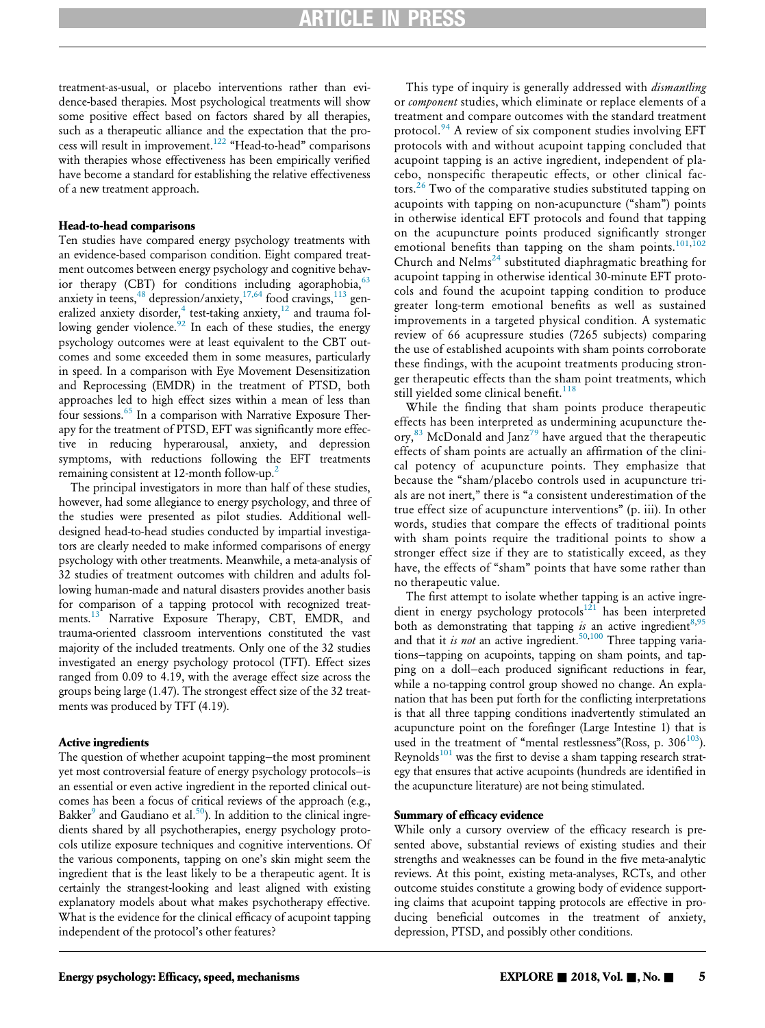treatment-as-usual, or placebo interventions rather than evidence-based therapies. Most psychological treatments will show some positive effect based on factors shared by all therapies, such as a therapeutic alliance and the expectation that the process will result in improvement.[122] "Head-to-head" comparisons with therapies whose effectiveness has been empirically verified have become a standard for establishing the relative effectiveness of a new treatment approach.

#### Head-to-head comparisons

Ten studies have compared energy psychology treatments with an evidence-based comparison condition. Eight compared treatment outcomes between energy psychology and cognitive behavior therapy (CBT) for conditions including agoraphobia,[63] anxiety in teens,[48] depression/anxiety,[17,64] food cravings,[113] generalized anxiety disorder,[4] test-taking anxiety,[12] and trauma following gender violence.[92] In each of these studies, the energy psychology outcomes were at least equivalent to the CBT outcomes and some exceeded them in some measures, particularly in speed. In a comparison with Eye Movement Desensitization and Reprocessing (EMDR) in the treatment of PTSD, both approaches led to high effect sizes within a mean of less than four sessions.[65] In a comparison with Narrative Exposure Therapy for the treatment of PTSD, EFT was significantly more effective in reducing hyperarousal, anxiety, and depression symptoms, with reductions following the EFT treatments remaining consistent at 12-month follow-up.[2]

The principal investigators in more than half of these studies, however, had some allegiance to energy psychology, and three of the studies were presented as pilot studies. Additional well-designed head-to-head studies conducted by impartial investigators are clearly needed to make informed comparisons of energy psychology with other treatments. Meanwhile, a meta-analysis of 32 studies of treatment outcomes with children and adults following human-made and natural disasters provides another basis for comparison of a tapping protocol with recognized treatments.[13] Narrative Exposure Therapy, CBT, EMDR, and trauma-oriented classroom interventions constituted the vast majority of the included treatments. Only one of the 32 studies investigated an energy psychology protocol (TFT). Effect sizes ranged from 0.09 to 4.19, with the average effect size across the groups being large (1.47). The strongest effect size of the 32 treatments was produced by TFT (4.19).

#### Active ingredients

The question of whether acupoint tapping—the most prominent yet most controversial feature of energy psychology protocols—is an essential or even active ingredient in the reported clinical outcomes has been a focus of critical reviews of the approach (e.g., Bakker[9] and Gaudiano et al.[50]). In addition to the clinical ingredients shared by all psychotherapies, energy psychology protocols utilize exposure techniques and cognitive interventions. Of the various components, tapping on one's skin might seem the ingredient that is the least likely to be a therapeutic agent. It is certainly the strangest-looking and least aligned with existing explanatory models about what makes psychotherapy effective. What is the evidence for the clinical efficacy of acupoint tapping independent of the protocol's other features?

This type of inquiry is generally addressed with *dismantling* or *component* studies, which eliminate or replace elements of a treatment and compare outcomes with the standard treatment protocol.[94] A review of six component studies involving EFT protocols with and without acupoint tapping concluded that acupoint tapping is an active ingredient, independent of placebo, nonspecific therapeutic effects, or other clinical factors.[26] Two of the comparative studies substituted tapping on acupoints with tapping on non-acupuncture ("sham") points in otherwise identical EFT protocols and found that tapping on the acupuncture points produced significantly stronger emotional benefits than tapping on the sham points.[101,102] Church and Nelms[24] substituted diaphragmatic breathing for acupoint tapping in otherwise identical 30-minute EFT protocols and found the acupoint tapping condition to produce greater long-term emotional benefits as well as sustained improvements in a targeted physical condition. A systematic review of 66 acupressure studies (7265 subjects) comparing the use of established acupoints with sham points corroborate these findings, with the acupoint treatments producing stronger therapeutic effects than the sham point treatments, which still yielded some clinical benefit.[118]

While the finding that sham points produce therapeutic effects has been interpreted as undermining acupuncture theory,[83] McDonald and Janz[79] have argued that the therapeutic effects of sham points are actually an affirmation of the clinical potency of acupuncture points. They emphasize that because the "sham/placebo controls used in acupuncture trials are not inert," there is "a consistent underestimation of the true effect size of acupuncture interventions" (p. iii). In other words, studies that compare the effects of traditional points with sham points require the traditional points to show a stronger effect size if they are to statistically exceed, as they have, the effects of "sham" points that have some rather than no therapeutic value.

The first attempt to isolate whether tapping is an active ingredient in energy psychology protocols[121] has been interpreted both as demonstrating that tapping *is* an active ingredient[8,95] and that it *is not* an active ingredient.[50,100] Three tapping variations—tapping on acupoints, tapping on sham points, and tapping on a doll—each produced significant reductions in fear, while a no-tapping control group showed no change. An explanation that has been put forth for the conflicting interpretations is that all three tapping conditions inadvertently stimulated an acupuncture point on the forefinger (Large Intestine 1) that is used in the treatment of "mental restlessness"(Ross, p. 306[103]). Reynolds[101] was the first to devise a sham tapping research strategy that ensures that active acupoints (hundreds are identified in the acupuncture literature) are not being stimulated.

#### Summary of efficacy evidence

While only a cursory overview of the efficacy research is presented above, substantial reviews of existing studies and their strengths and weaknesses can be found in the five meta-analytic reviews. At this point, existing meta-analyses, RCTs, and other outcome stuides constitute a growing body of evidence supporting claims that acupoint tapping protocols are effective in producing beneficial outcomes in the treatment of anxiety, depression, PTSD, and possibly other conditions.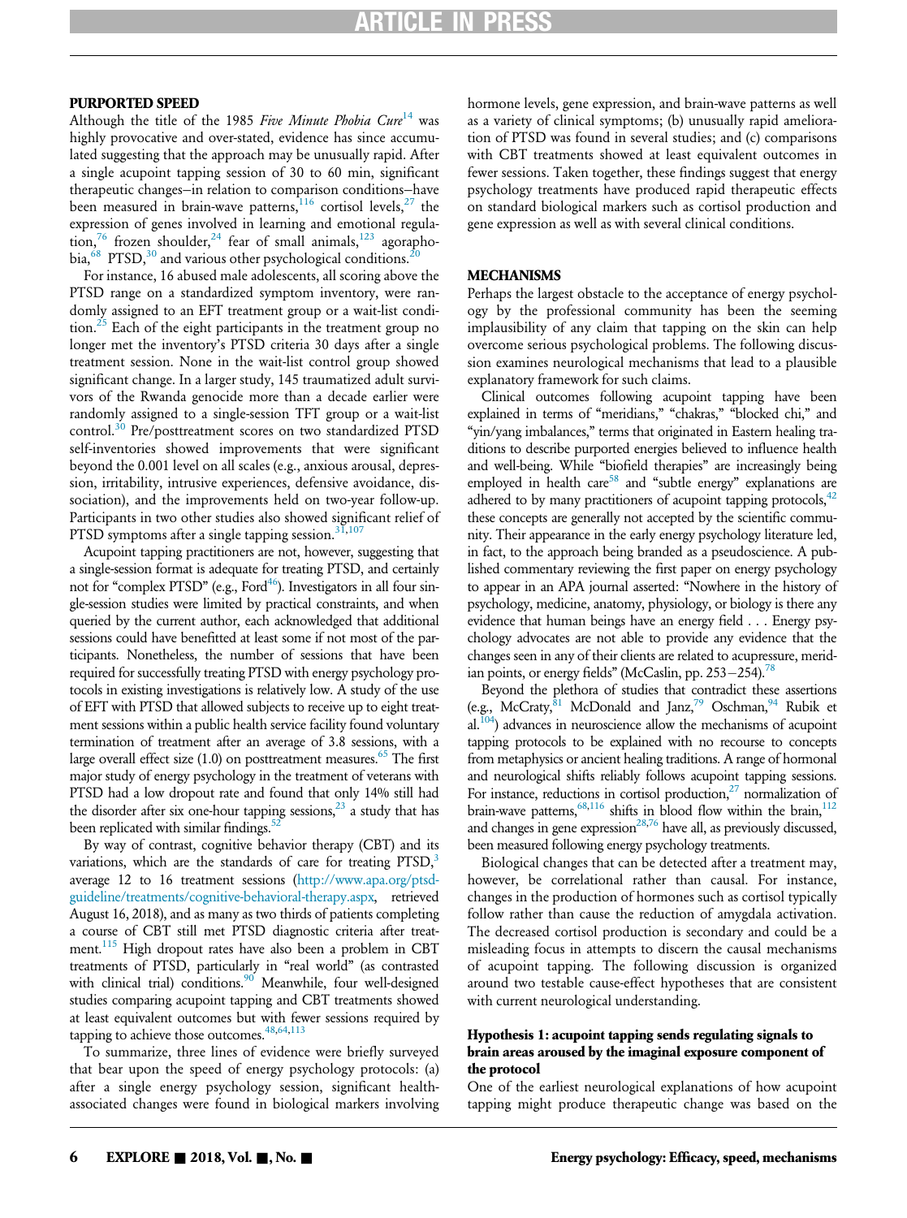## PURPORTED SPEED

Although the title of the 1985 *Five Minute Phobia Cure*[14] was highly provocative and over-stated, evidence has since accumulated suggesting that the approach may be unusually rapid. After a single acupoint tapping session of 30 to 60 min, significant therapeutic changes—in relation to comparison conditions—have been measured in brain-wave patterns,[116] cortisol levels,[27] the expression of genes involved in learning and emotional regulation,[76] frozen shoulder,[24] fear of small animals,[123] agoraphobia,[68] PTSD,[30] and various other psychological conditions.[20]

For instance, 16 abused male adolescents, all scoring above the PTSD range on a standardized symptom inventory, were randomly assigned to an EFT treatment group or a wait-list condition.[25] Each of the eight participants in the treatment group no longer met the inventory's PTSD criteria 30 days after a single treatment session. None in the wait-list control group showed significant change. In a larger study, 145 traumatized adult survivors of the Rwanda genocide more than a decade earlier were randomly assigned to a single-session TFT group or a wait-list control.[30] Pre/posttreatment scores on two standardized PTSD self-inventories showed improvements that were significant beyond the 0.001 level on all scales (e.g., anxious arousal, depression, irritability, intrusive experiences, defensive avoidance, dissociation), and the improvements held on two-year follow-up. Participants in two other studies also showed significant relief of PTSD symptoms after a single tapping session.[31,107]

Acupoint tapping practitioners are not, however, suggesting that a single-session format is adequate for treating PTSD, and certainly not for "complex PTSD" (e.g., Ford[46]). Investigators in all four single-session studies were limited by practical constraints, and when queried by the current author, each acknowledged that additional sessions could have benefitted at least some if not most of the participants. Nonetheless, the number of sessions that have been required for successfully treating PTSD with energy psychology protocols in existing investigations is relatively low. A study of the use of EFT with PTSD that allowed subjects to receive up to eight treatment sessions within a public health service facility found voluntary termination of treatment after an average of 3.8 sessions, with a large overall effect size (1.0) on posttreatment measures.[65] The first major study of energy psychology in the treatment of veterans with PTSD had a low dropout rate and found that only 14% still had the disorder after six one-hour tapping sessions,[23] a study that has been replicated with similar findings.[52]

By way of contrast, cognitive behavior therapy (CBT) and its variations, which are the standards of care for treating PTSD,[3] average 12 to 16 treatment sessions (http://www.apa.org/ptsd-guideline/treatments/cognitive-behavioral-therapy.aspx, retrieved August 16, 2018), and as many as two thirds of patients completing a course of CBT still met PTSD diagnostic criteria after treatment.[115] High dropout rates have also been a problem in CBT treatments of PTSD, particularly in "real world" (as contrasted with clinical trial) conditions.[90] Meanwhile, four well-designed studies comparing acupoint tapping and CBT treatments showed at least equivalent outcomes but with fewer sessions required by tapping to achieve those outcomes.[48,64,113]

To summarize, three lines of evidence were briefly surveyed that bear upon the speed of energy psychology protocols: (a) after a single energy psychology session, significant health-associated changes were found in biological markers involving hormone levels, gene expression, and brain-wave patterns as well as a variety of clinical symptoms; (b) unusually rapid amelioration of PTSD was found in several studies; and (c) comparisons with CBT treatments showed at least equivalent outcomes in fewer sessions. Taken together, these findings suggest that energy psychology treatments have produced rapid therapeutic effects on standard biological markers such as cortisol production and gene expression as well as with several clinical conditions.

## MECHANISMS

Perhaps the largest obstacle to the acceptance of energy psychology by the professional community has been the seeming implausibility of any claim that tapping on the skin can help overcome serious psychological problems. The following discussion examines neurological mechanisms that lead to a plausible explanatory framework for such claims.

Clinical outcomes following acupoint tapping have been explained in terms of "meridians," "chakras," "blocked chi," and "yin/yang imbalances," terms that originated in Eastern healing traditions to describe purported energies believed to influence health and well-being. While "biofield therapies" are increasingly being employed in health care[58] and "subtle energy" explanations are adhered to by many practitioners of acupoint tapping protocols,[42] these concepts are generally not accepted by the scientific community. Their appearance in the early energy psychology literature led, in fact, to the approach being branded as a pseudoscience. A published commentary reviewing the first paper on energy psychology to appear in an APA journal asserted: "Nowhere in the history of psychology, medicine, anatomy, physiology, or biology is there any evidence that human beings have an energy field . . . Energy psychology advocates are not able to provide any evidence that the changes seen in any of their clients are related to acupressure, meridian points, or energy fields" (McCaslin, pp. 253−254).[78]

Beyond the plethora of studies that contradict these assertions (e.g., McCraty,[81] McDonald and Janz,[79] Oschman,[94] Rubik et al.[104]) advances in neuroscience allow the mechanisms of acupoint tapping protocols to be explained with no recourse to concepts from metaphysics or ancient healing traditions. A range of hormonal and neurological shifts reliably follows acupoint tapping sessions. For instance, reductions in cortisol production,[27] normalization of brain-wave patterns,[68,116] shifts in blood flow within the brain,[112] and changes in gene expression[28,76] have all, as previously discussed, been measured following energy psychology treatments.

Biological changes that can be detected after a treatment may, however, be correlational rather than causal. For instance, changes in the production of hormones such as cortisol typically follow rather than cause the reduction of amygdala activation. The decreased cortisol production is secondary and could be a misleading focus in attempts to discern the causal mechanisms of acupoint tapping. The following discussion is organized around two testable cause-effect hypotheses that are consistent with current neurological understanding.

### Hypothesis 1: acupoint tapping sends regulating signals to brain areas aroused by the imaginal exposure component of the protocol

One of the earliest neurological explanations of how acupoint tapping might produce therapeutic change was based on the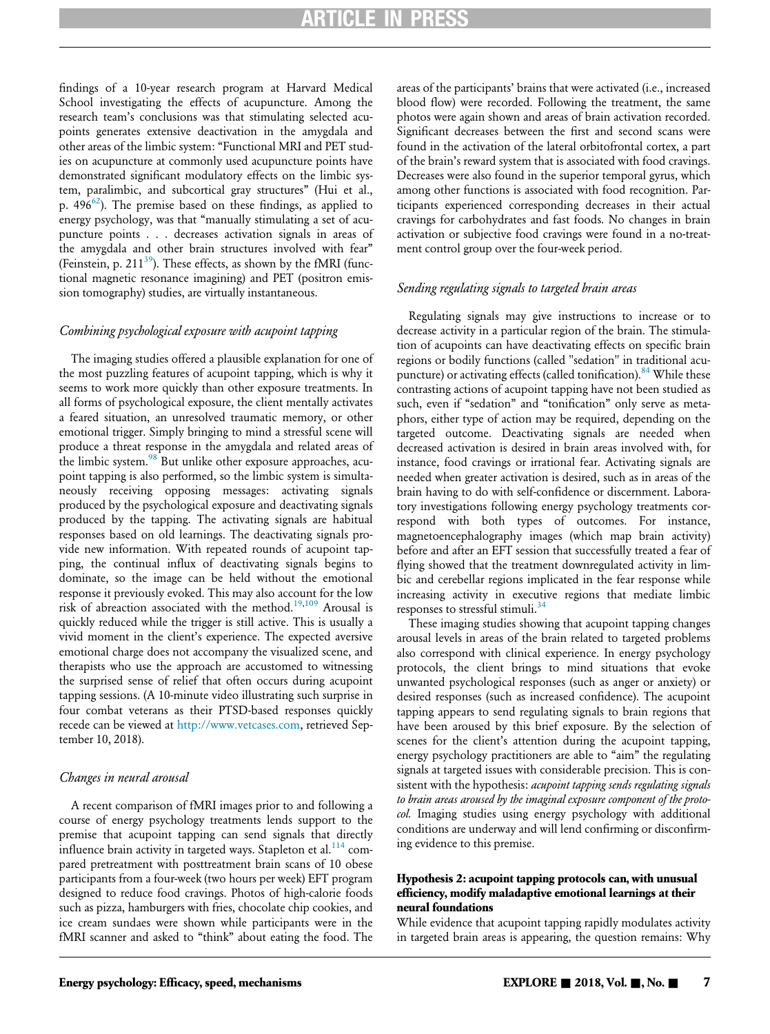findings of a 10-year research program at Harvard Medical School investigating the effects of acupuncture. Among the research team's conclusions was that stimulating selected acupoints generates extensive deactivation in the amygdala and other areas of the limbic system: "Functional MRI and PET studies on acupuncture at commonly used acupuncture points have demonstrated significant modulatory effects on the limbic system, paralimbic, and subcortical gray structures" (Hui et al., p. 496[62]). The premise based on these findings, as applied to energy psychology, was that "manually stimulating a set of acupuncture points . . . decreases activation signals in areas of the amygdala and other brain structures involved with fear" (Feinstein, p. 211[39]). These effects, as shown by the fMRI (functional magnetic resonance imagining) and PET (positron emission tomography) studies, are virtually instantaneous.

### *Combining psychological exposure with acupoint tapping*

The imaging studies offered a plausible explanation for one of the most puzzling features of acupoint tapping, which is why it seems to work more quickly than other exposure treatments. In all forms of psychological exposure, the client mentally activates a feared situation, an unresolved traumatic memory, or other emotional trigger. Simply bringing to mind a stressful scene will produce a threat response in the amygdala and related areas of the limbic system.[98] But unlike other exposure approaches, acupoint tapping is also performed, so the limbic system is simultaneously receiving opposing messages: activating signals produced by the psychological exposure and deactivating signals produced by the tapping. The activating signals are habitual responses based on old learnings. The deactivating signals provide new information. With repeated rounds of acupoint tapping, the continual influx of deactivating signals begins to dominate, so the image can be held without the emotional response it previously evoked. This may also account for the low risk of abreaction associated with the method.[19,109] Arousal is quickly reduced while the trigger is still active. This is usually a vivid moment in the client's experience. The expected aversive emotional charge does not accompany the visualized scene, and therapists who use the approach are accustomed to witnessing the surprised sense of relief that often occurs during acupoint tapping sessions. (A 10-minute video illustrating such surprise in four combat veterans as their PTSD-based responses quickly recede can be viewed at http://www.vetcases.com, retrieved September 10, 2018).

### *Changes in neural arousal*

A recent comparison of fMRI images prior to and following a course of energy psychology treatments lends support to the premise that acupoint tapping can send signals that directly influence brain activity in targeted ways. Stapleton et al.[114] compared pretreatment with posttreatment brain scans of 10 obese participants from a four-week (two hours per week) EFT program designed to reduce food cravings. Photos of high-calorie foods such as pizza, hamburgers with fries, chocolate chip cookies, and ice cream sundaes were shown while participants were in the fMRI scanner and asked to "think" about eating the food. The areas of the participants' brains that were activated (i.e., increased blood flow) were recorded. Following the treatment, the same photos were again shown and areas of brain activation recorded. Significant decreases between the first and second scans were found in the activation of the lateral orbitofrontal cortex, a part of the brain's reward system that is associated with food cravings. Decreases were also found in the superior temporal gyrus, which among other functions is associated with food recognition. Participants experienced corresponding decreases in their actual cravings for carbohydrates and fast foods. No changes in brain activation or subjective food cravings were found in a no-treatment control group over the four-week period.

### *Sending regulating signals to targeted brain areas*

Regulating signals may give instructions to increase or to decrease activity in a particular region of the brain. The stimulation of acupoints can have deactivating effects on specific brain regions or bodily functions (called "sedation" in traditional acupuncture) or activating effects (called tonification).[84] While these contrasting actions of acupoint tapping have not been studied as such, even if "sedation" and "tonification" only serve as metaphors, either type of action may be required, depending on the targeted outcome. Deactivating signals are needed when decreased activation is desired in brain areas involved with, for instance, food cravings or irrational fear. Activating signals are needed when greater activation is desired, such as in areas of the brain having to do with self-confidence or discernment. Laboratory investigations following energy psychology treatments correspond with both types of outcomes. For instance, magnetoencephalography images (which map brain activity) before and after an EFT session that successfully treated a fear of flying showed that the treatment downregulated activity in limbic and cerebellar regions implicated in the fear response while increasing activity in executive regions that mediate limbic responses to stressful stimuli.[34]

These imaging studies showing that acupoint tapping changes arousal levels in areas of the brain related to targeted problems also correspond with clinical experience. In energy psychology protocols, the client brings to mind situations that evoke unwanted psychological responses (such as anger or anxiety) or desired responses (such as increased confidence). The acupoint tapping appears to send regulating signals to brain regions that have been aroused by this brief exposure. By the selection of scenes for the client's attention during the acupoint tapping, energy psychology practitioners are able to "aim" the regulating signals at targeted issues with considerable precision. This is consistent with the hypothesis: *acupoint tapping sends regulating signals to brain areas aroused by the imaginal exposure component of the protocol.* Imaging studies using energy psychology with additional conditions are underway and will lend confirming or disconfirming evidence to this premise.

### **Hypothesis 2: acupoint tapping protocols can, with unusual efficiency, modify maladaptive emotional learnings at their neural foundations**

While evidence that acupoint tapping rapidly modulates activity in targeted brain areas is appearing, the question remains: Why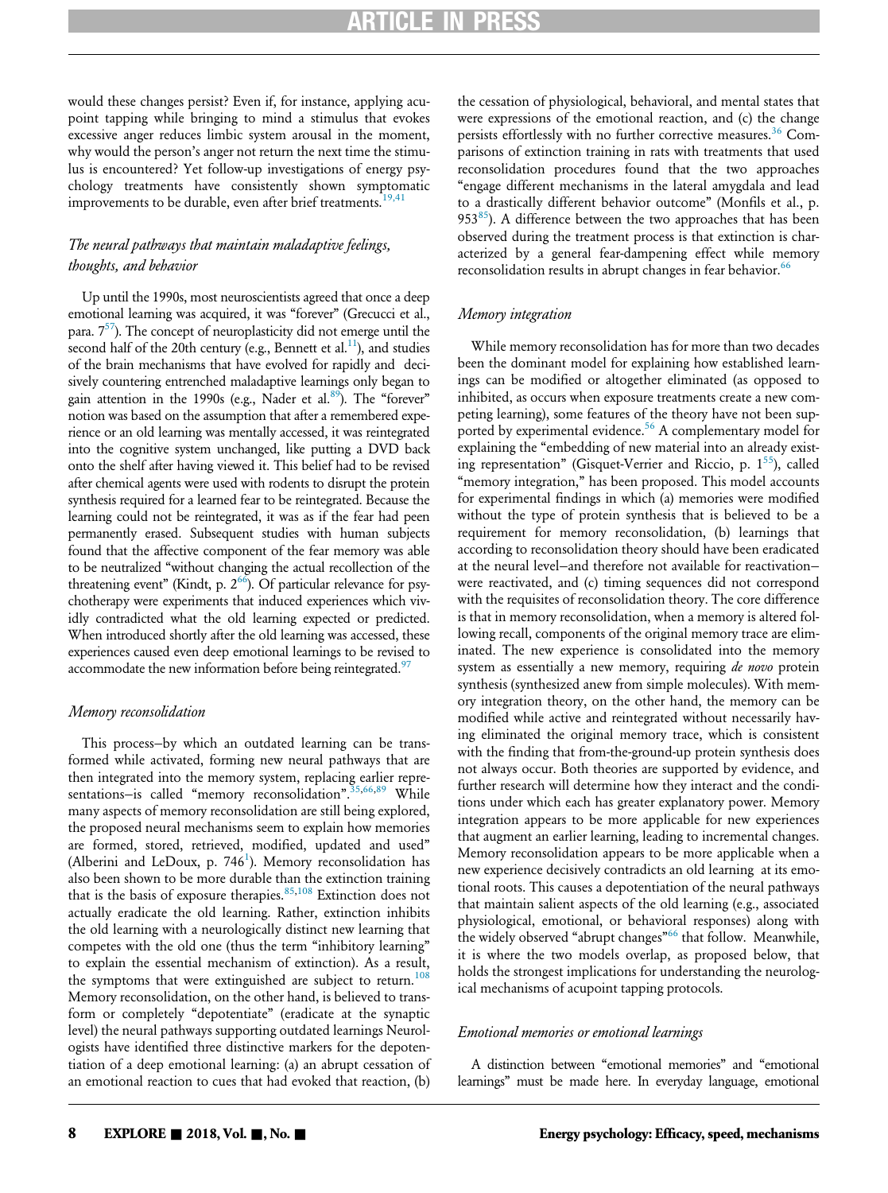would these changes persist? Even if, for instance, applying acupoint tapping while bringing to mind a stimulus that evokes excessive anger reduces limbic system arousal in the moment, why would the person's anger not return the next time the stimulus is encountered? Yet follow-up investigations of energy psychology treatments have consistently shown symptomatic improvements to be durable, even after brief treatments.[19,41]

### *The neural pathways that maintain maladaptive feelings, thoughts, and behavior*

Up until the 1990s, most neuroscientists agreed that once a deep emotional learning was acquired, it was "forever" (Grecucci et al., para. 7[57]). The concept of neuroplasticity did not emerge until the second half of the 20th century (e.g., Bennett et al.[11]), and studies of the brain mechanisms that have evolved for rapidly and decisively countering entrenched maladaptive learnings only began to gain attention in the 1990s (e.g., Nader et al.[89]). The "forever" notion was based on the assumption that after a remembered experience or an old learning was mentally accessed, it was reintegrated into the cognitive system unchanged, like putting a DVD back onto the shelf after having viewed it. This belief had to be revised after chemical agents were used with rodents to disrupt the protein synthesis required for a learned fear to be reintegrated. Because the learning could not be reintegrated, it was as if the fear had peen permanently erased. Subsequent studies with human subjects found that the affective component of the fear memory was able to be neutralized "without changing the actual recollection of the threatening event" (Kindt, p. 2[66]). Of particular relevance for psychotherapy were experiments that induced experiences which vividly contradicted what the old learning expected or predicted. When introduced shortly after the old learning was accessed, these experiences caused even deep emotional learnings to be revised to accommodate the new information before being reintegrated.[97]

### *Memory reconsolidation*

This process–by which an outdated learning can be transformed while activated, forming new neural pathways that are then integrated into the memory system, replacing earlier representations–is called "memory reconsolidation".[35,66,89] While many aspects of memory reconsolidation are still being explored, the proposed neural mechanisms seem to explain how memories are formed, stored, retrieved, modified, updated and used" (Alberini and LeDoux, p. 746[1]). Memory reconsolidation has also been shown to be more durable than the extinction training that is the basis of exposure therapies.[85,108] Extinction does not actually eradicate the old learning. Rather, extinction inhibits the old learning with a neurologically distinct new learning that competes with the old one (thus the term "inhibitory learning" to explain the essential mechanism of extinction). As a result, the symptoms that were extinguished are subject to return.[108] Memory reconsolidation, on the other hand, is believed to transform or completely "depotentiate" (eradicate at the synaptic level) the neural pathways supporting outdated learnings Neurologists have identified three distinctive markers for the depotentiation of a deep emotional learning: (a) an abrupt cessation of an emotional reaction to cues that had evoked that reaction, (b) the cessation of physiological, behavioral, and mental states that were expressions of the emotional reaction, and (c) the change persists effortlessly with no further corrective measures.[36] Comparisons of extinction training in rats with treatments that used reconsolidation procedures found that the two approaches "engage different mechanisms in the lateral amygdala and lead to a drastically different behavior outcome" (Monfils et al., p. 953[85]). A difference between the two approaches that has been observed during the treatment process is that extinction is characterized by a general fear-dampening effect while memory reconsolidation results in abrupt changes in fear behavior.[66]

### *Memory integration*

While memory reconsolidation has for more than two decades been the dominant model for explaining how established learnings can be modified or altogether eliminated (as opposed to inhibited, as occurs when exposure treatments create a new competing learning), some features of the theory have not been supported by experimental evidence.[56] A complementary model for explaining the "embedding of new material into an already existing representation" (Gisquet-Verrier and Riccio, p. 1[55]), called "memory integration," has been proposed. This model accounts for experimental findings in which (a) memories were modified without the type of protein synthesis that is believed to be a requirement for memory reconsolidation, (b) learnings that according to reconsolidation theory should have been eradicated at the neural level–and therefore not available for reactivation–were reactivated, and (c) timing sequences did not correspond with the requisites of reconsolidation theory. The core difference is that in memory reconsolidation, when a memory is altered following recall, components of the original memory trace are eliminated. The new experience is consolidated into the memory system as essentially a new memory, requiring *de novo* protein synthesis (synthesized anew from simple molecules). With memory integration theory, on the other hand, the memory can be modified while active and reintegrated without necessarily having eliminated the original memory trace, which is consistent with the finding that from-the-ground-up protein synthesis does not always occur. Both theories are supported by evidence, and further research will determine how they interact and the conditions under which each has greater explanatory power. Memory integration appears to be more applicable for new experiences that augment an earlier learning, leading to incremental changes. Memory reconsolidation appears to be more applicable when a new experience decisively contradicts an old learning at its emotional roots. This causes a depotentiation of the neural pathways that maintain salient aspects of the old learning (e.g., associated physiological, emotional, or behavioral responses) along with the widely observed "abrupt changes"[66] that follow. Meanwhile, it is where the two models overlap, as proposed below, that holds the strongest implications for understanding the neurological mechanisms of acupoint tapping protocols.

### *Emotional memories or emotional learnings*

A distinction between "emotional memories" and "emotional learnings" must be made here. In everyday language, emotional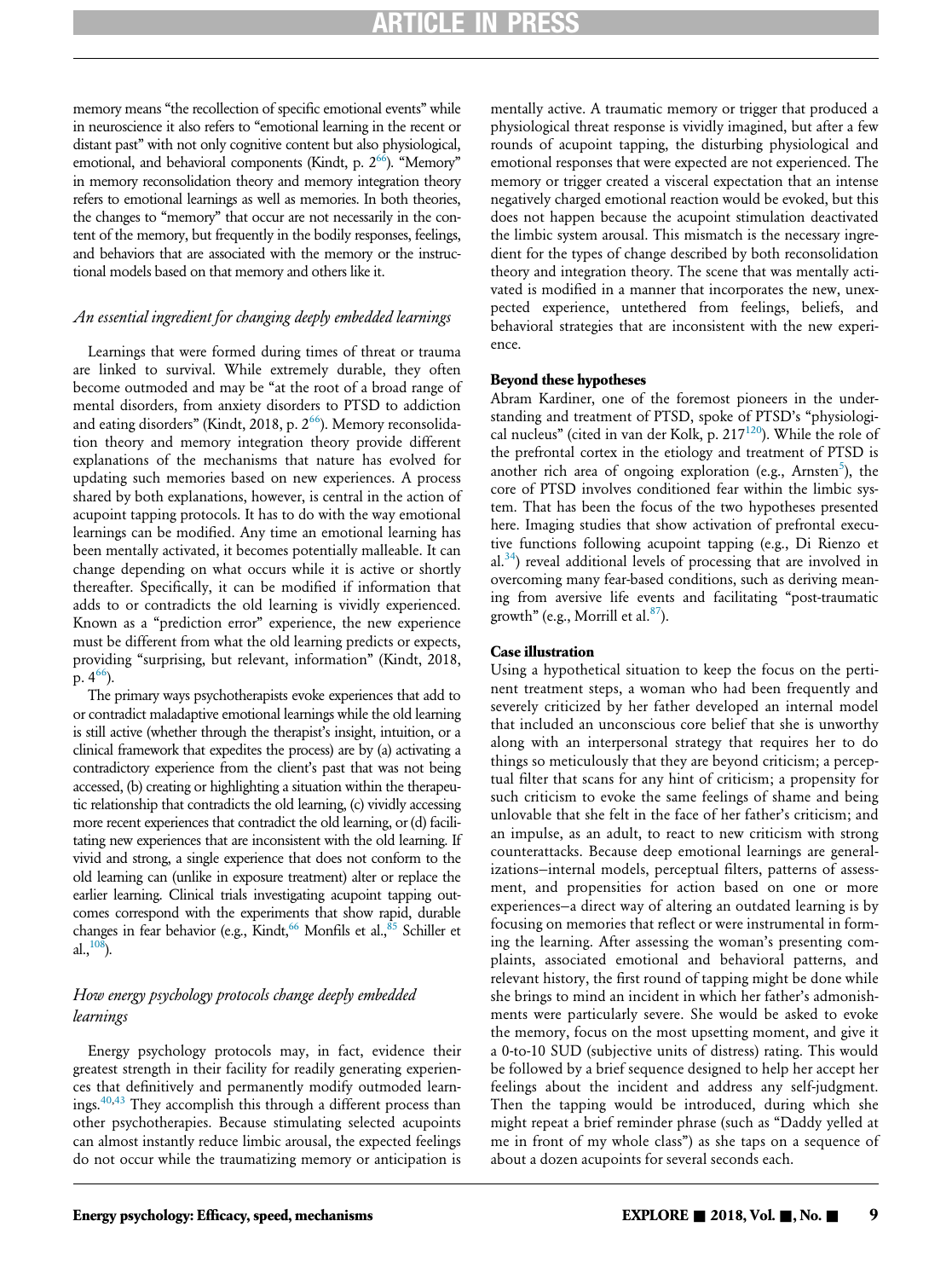memory means "the recollection of specific emotional events" while in neuroscience it also refers to "emotional learning in the recent or distant past" with not only cognitive content but also physiological, emotional, and behavioral components (Kindt, p. 2[66]). "Memory" in memory reconsolidation theory and memory integration theory refers to emotional learnings as well as memories. In both theories, the changes to "memory" that occur are not necessarily in the content of the memory, but frequently in the bodily responses, feelings, and behaviors that are associated with the memory or the instructional models based on that memory and others like it.

### *An essential ingredient for changing deeply embedded learnings*

Learnings that were formed during times of threat or trauma are linked to survival. While extremely durable, they often become outmoded and may be "at the root of a broad range of mental disorders, from anxiety disorders to PTSD to addiction and eating disorders" (Kindt, 2018, p. 2[66]). Memory reconsolidation theory and memory integration theory provide different explanations of the mechanisms that nature has evolved for updating such memories based on new experiences. A process shared by both explanations, however, is central in the action of acupoint tapping protocols. It has to do with the way emotional learnings can be modified. Any time an emotional learning has been mentally activated, it becomes potentially malleable. It can change depending on what occurs while it is active or shortly thereafter. Specifically, it can be modified if information that adds to or contradicts the old learning is vividly experienced. Known as a "prediction error" experience, the new experience must be different from what the old learning predicts or expects, providing "surprising, but relevant, information" (Kindt, 2018, p. 4[66]).

The primary ways psychotherapists evoke experiences that add to or contradict maladaptive emotional learnings while the old learning is still active (whether through the therapist's insight, intuition, or a clinical framework that expedites the process) are by (a) activating a contradictory experience from the client's past that was not being accessed, (b) creating or highlighting a situation within the therapeutic relationship that contradicts the old learning, (c) vividly accessing more recent experiences that contradict the old learning, or (d) facilitating new experiences that are inconsistent with the old learning. If vivid and strong, a single experience that does not conform to the old learning can (unlike in exposure treatment) alter or replace the earlier learning. Clinical trials investigating acupoint tapping outcomes correspond with the experiments that show rapid, durable changes in fear behavior (e.g., Kindt,[66] Monfils et al.,[85] Schiller et al.,[108]).

### *How energy psychology protocols change deeply embedded learnings*

Energy psychology protocols may, in fact, evidence their greatest strength in their facility for readily generating experiences that definitively and permanently modify outmoded learnings.[40,43] They accomplish this through a different process than other psychotherapies. Because stimulating selected acupoints can almost instantly reduce limbic arousal, the expected feelings do not occur while the traumatizing memory or anticipation is mentally active. A traumatic memory or trigger that produced a physiological threat response is vividly imagined, but after a few rounds of acupoint tapping, the disturbing physiological and emotional responses that were expected are not experienced. The memory or trigger created a visceral expectation that an intense negatively charged emotional reaction would be evoked, but this does not happen because the acupoint stimulation deactivated the limbic system arousal. This mismatch is the necessary ingredient for the types of change described by both reconsolidation theory and integration theory. The scene that was mentally activated is modified in a manner that incorporates the new, unexpected experience, untethered from feelings, beliefs, and behavioral strategies that are inconsistent with the new experience.

#### Beyond these hypotheses

Abram Kardiner, one of the foremost pioneers in the understanding and treatment of PTSD, spoke of PTSD's "physiological nucleus" (cited in van der Kolk, p. 217[120]). While the role of the prefrontal cortex in the etiology and treatment of PTSD is another rich area of ongoing exploration (e.g., Arnsten[5]), the core of PTSD involves conditioned fear within the limbic system. That has been the focus of the two hypotheses presented here. Imaging studies that show activation of prefrontal executive functions following acupoint tapping (e.g., Di Rienzo et al.[34]) reveal additional levels of processing that are involved in overcoming many fear-based conditions, such as deriving meaning from aversive life events and facilitating "post-traumatic growth" (e.g., Morrill et al.[87]).

#### Case illustration

Using a hypothetical situation to keep the focus on the pertinent treatment steps, a woman who had been frequently and severely criticized by her father developed an internal model that included an unconscious core belief that she is unworthy along with an interpersonal strategy that requires her to do things so meticulously that they are beyond criticism; a perceptual filter that scans for any hint of criticism; a propensity for such criticism to evoke the same feelings of shame and being unlovable that she felt in the face of her father's criticism; and an impulse, as an adult, to react to new criticism with strong counterattacks. Because deep emotional learnings are generalizations–internal models, perceptual filters, patterns of assessment, and propensities for action based on one or more experiences–a direct way of altering an outdated learning is by focusing on memories that reflect or were instrumental in forming the learning. After assessing the woman's presenting complaints, associated emotional and behavioral patterns, and relevant history, the first round of tapping might be done while she brings to mind an incident in which her father's admonishments were particularly severe. She would be asked to evoke the memory, focus on the most upsetting moment, and give it a 0-to-10 SUD (subjective units of distress) rating. This would be followed by a brief sequence designed to help her accept her feelings about the incident and address any self-judgment. Then the tapping would be introduced, during which she might repeat a brief reminder phrase (such as "Daddy yelled at me in front of my whole class") as she taps on a sequence of about a dozen acupoints for several seconds each.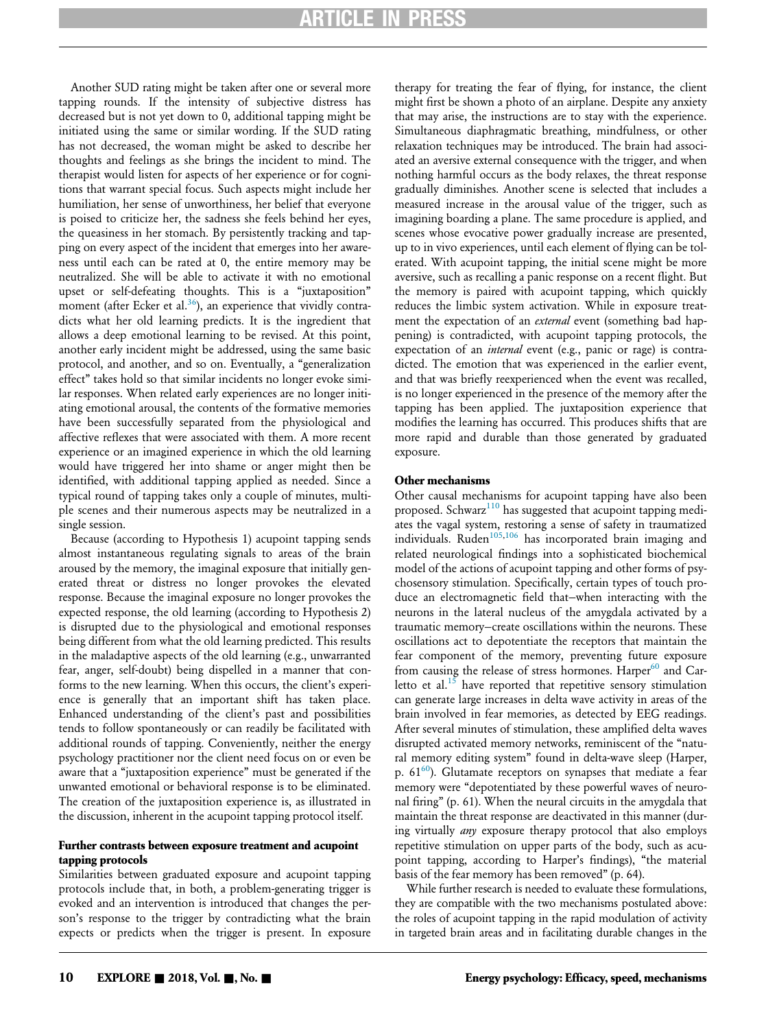Another SUD rating might be taken after one or several more tapping rounds. If the intensity of subjective distress has decreased but is not yet down to 0, additional tapping might be initiated using the same or similar wording. If the SUD rating has not decreased, the woman might be asked to describe her thoughts and feelings as she brings the incident to mind. The therapist would listen for aspects of her experience or for cognitions that warrant special focus. Such aspects might include her humiliation, her sense of unworthiness, her belief that everyone is poised to criticize her, the sadness she feels behind her eyes, the queasiness in her stomach. By persistently tracking and tapping on every aspect of the incident that emerges into her awareness until each can be rated at 0, the entire memory may be neutralized. She will be able to activate it with no emotional upset or self-defeating thoughts. This is a "juxtaposition" moment (after Ecker et al.[36]), an experience that vividly contradicts what her old learning predicts. It is the ingredient that allows a deep emotional learning to be revised. At this point, another early incident might be addressed, using the same basic protocol, and another, and so on. Eventually, a "generalization effect" takes hold so that similar incidents no longer evoke similar responses. When related early experiences are no longer initiating emotional arousal, the contents of the formative memories have been successfully separated from the physiological and affective reflexes that were associated with them. A more recent experience or an imagined experience in which the old learning would have triggered her into shame or anger might then be identified, with additional tapping applied as needed. Since a typical round of tapping takes only a couple of minutes, multiple scenes and their numerous aspects may be neutralized in a single session.

Because (according to Hypothesis 1) acupoint tapping sends almost instantaneous regulating signals to areas of the brain aroused by the memory, the imaginal exposure that initially generated threat or distress no longer provokes the elevated response. Because the imaginal exposure no longer provokes the expected response, the old learning (according to Hypothesis 2) is disrupted due to the physiological and emotional responses being different from what the old learning predicted. This results in the maladaptive aspects of the old learning (e.g., unwarranted fear, anger, self-doubt) being dispelled in a manner that conforms to the new learning. When this occurs, the client's experience is generally that an important shift has taken place. Enhanced understanding of the client's past and possibilities tends to follow spontaneously or can readily be facilitated with additional rounds of tapping. Conveniently, neither the energy psychology practitioner nor the client need focus on or even be aware that a "juxtaposition experience" must be generated if the unwanted emotional or behavioral response is to be eliminated. The creation of the juxtaposition experience is, as illustrated in the discussion, inherent in the acupoint tapping protocol itself.

#### Further contrasts between exposure treatment and acupoint tapping protocols

Similarities between graduated exposure and acupoint tapping protocols include that, in both, a problem-generating trigger is evoked and an intervention is introduced that changes the person's response to the trigger by contradicting what the brain expects or predicts when the trigger is present. In exposure therapy for treating the fear of flying, for instance, the client might first be shown a photo of an airplane. Despite any anxiety that may arise, the instructions are to stay with the experience. Simultaneous diaphragmatic breathing, mindfulness, or other relaxation techniques may be introduced. The brain had associated an aversive external consequence with the trigger, and when nothing harmful occurs as the body relaxes, the threat response gradually diminishes. Another scene is selected that includes a measured increase in the arousal value of the trigger, such as imagining boarding a plane. The same procedure is applied, and scenes whose evocative power gradually increase are presented, up to in vivo experiences, until each element of flying can be tolerated. With acupoint tapping, the initial scene might be more aversive, such as recalling a panic response on a recent flight. But the memory is paired with acupoint tapping, which quickly reduces the limbic system activation. While in exposure treatment the expectation of an *external* event (something bad happening) is contradicted, with acupoint tapping protocols, the expectation of an *internal* event (e.g., panic or rage) is contradicted. The emotion that was experienced in the earlier event, and that was briefly reexperienced when the event was recalled, is no longer experienced in the presence of the memory after the tapping has been applied. The juxtaposition experience that modifies the learning has occurred. This produces shifts that are more rapid and durable than those generated by graduated exposure.

#### Other mechanisms

Other causal mechanisms for acupoint tapping have also been proposed. Schwarz[110] has suggested that acupoint tapping mediates the vagal system, restoring a sense of safety in traumatized individuals. Ruden[105,106] has incorporated brain imaging and related neurological findings into a sophisticated biochemical model of the actions of acupoint tapping and other forms of psychosensory stimulation. Specifically, certain types of touch produce an electromagnetic field that–when interacting with the neurons in the lateral nucleus of the amygdala activated by a traumatic memory–create oscillations within the neurons. These oscillations act to depotentiate the receptors that maintain the fear component of the memory, preventing future exposure from causing the release of stress hormones. Harper[60] and Carletto et al.[15] have reported that repetitive sensory stimulation can generate large increases in delta wave activity in areas of the brain involved in fear memories, as detected by EEG readings. After several minutes of stimulation, these amplified delta waves disrupted activated memory networks, reminiscent of the "natural memory editing system" found in delta-wave sleep (Harper, p. 61[60]). Glutamate receptors on synapses that mediate a fear memory were "depotentiated by these powerful waves of neuronal firing" (p. 61). When the neural circuits in the amygdala that maintain the threat response are deactivated in this manner (during virtually *any* exposure therapy protocol that also employs repetitive stimulation on upper parts of the body, such as acupoint tapping, according to Harper's findings), "the material basis of the fear memory has been removed" (p. 64).

While further research is needed to evaluate these formulations, they are compatible with the two mechanisms postulated above: the roles of acupoint tapping in the rapid modulation of activity in targeted brain areas and in facilitating durable changes in the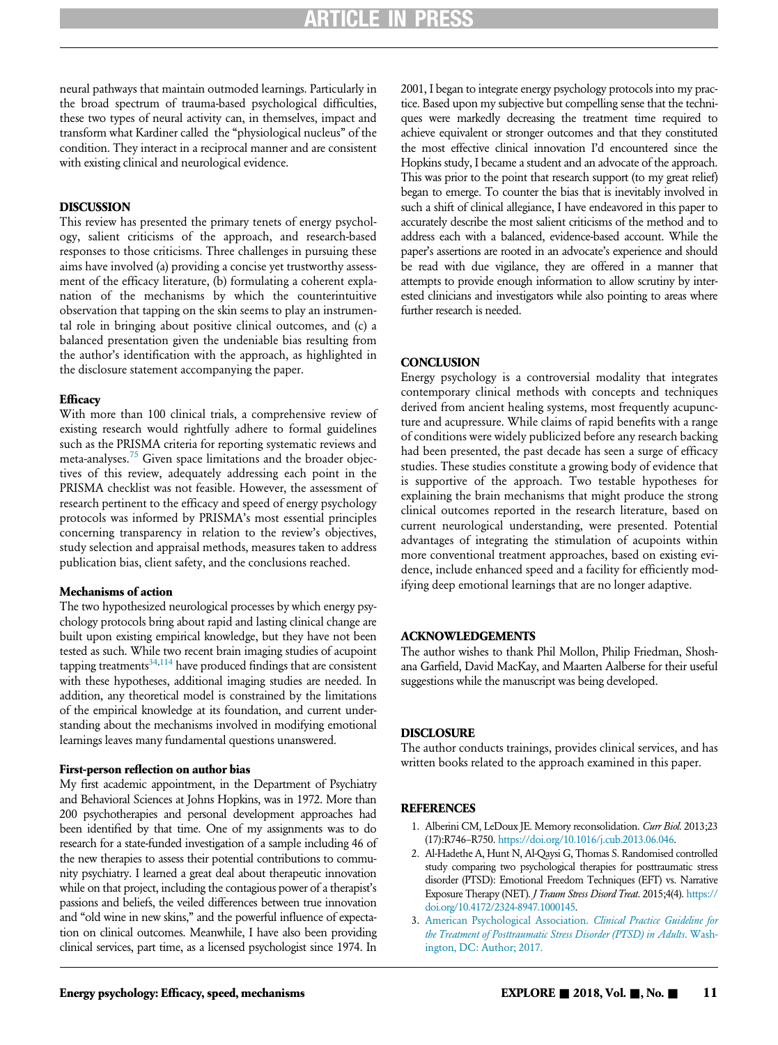neural pathways that maintain outmoded learnings. Particularly in the broad spectrum of trauma-based psychological difficulties, these two types of neural activity can, in themselves, impact and transform what Kardiner called the "physiological nucleus" of the condition. They interact in a reciprocal manner and are consistent with existing clinical and neurological evidence.

## DISCUSSION

This review has presented the primary tenets of energy psychology, salient criticisms of the approach, and research-based responses to those criticisms. Three challenges in pursuing these aims have involved (a) providing a concise yet trustworthy assessment of the efficacy literature, (b) formulating a coherent explanation of the mechanisms by which the counterintuitive observation that tapping on the skin seems to play an instrumental role in bringing about positive clinical outcomes, and (c) a balanced presentation given the undeniable bias resulting from the author's identification with the approach, as highlighted in the disclosure statement accompanying the paper.

### Efficacy

With more than 100 clinical trials, a comprehensive review of existing research would rightfully adhere to formal guidelines such as the PRISMA criteria for reporting systematic reviews and meta-analyses.[75] Given space limitations and the broader objectives of this review, adequately addressing each point in the PRISMA checklist was not feasible. However, the assessment of research pertinent to the efficacy and speed of energy psychology protocols was informed by PRISMA's most essential principles concerning transparency in relation to the review's objectives, study selection and appraisal methods, measures taken to address publication bias, client safety, and the conclusions reached.

### Mechanisms of action

The two hypothesized neurological processes by which energy psychology protocols bring about rapid and lasting clinical change are built upon existing empirical knowledge, but they have not been tested as such. While two recent brain imaging studies of acupoint tapping treatments[34,114] have produced findings that are consistent with these hypotheses, additional imaging studies are needed. In addition, any theoretical model is constrained by the limitations of the empirical knowledge at its foundation, and current understanding about the mechanisms involved in modifying emotional learnings leaves many fundamental questions unanswered.

### First-person reflection on author bias

My first academic appointment, in the Department of Psychiatry and Behavioral Sciences at Johns Hopkins, was in 1972. More than 200 psychotherapies and personal development approaches had been identified by that time. One of my assignments was to do research for a state-funded investigation of a sample including 46 of the new therapies to assess their potential contributions to community psychiatry. I learned a great deal about therapeutic innovation while on that project, including the contagious power of a therapist's passions and beliefs, the veiled differences between true innovation and "old wine in new skins," and the powerful influence of expectation on clinical outcomes. Meanwhile, I have also been providing clinical services, part time, as a licensed psychologist since 1974. In 2001, I began to integrate energy psychology protocols into my practice. Based upon my subjective but compelling sense that the techniques were markedly decreasing the treatment time required to achieve equivalent or stronger outcomes and that they constituted the most effective clinical innovation I'd encountered since the Hopkins study, I became a student and an advocate of the approach. This was prior to the point that research support (to my great relief) began to emerge. To counter the bias that is inevitably involved in such a shift of clinical allegiance, I have endeavored in this paper to accurately describe the most salient criticisms of the method and to address each with a balanced, evidence-based account. While the paper's assertions are rooted in an advocate's experience and should be read with due vigilance, they are offered in a manner that attempts to provide enough information to allow scrutiny by interested clinicians and investigators while also pointing to areas where further research is needed.

## CONCLUSION

Energy psychology is a controversial modality that integrates contemporary clinical methods with concepts and techniques derived from ancient healing systems, most frequently acupuncture and acupressure. While claims of rapid benefits with a range of conditions were widely publicized before any research backing had been presented, the past decade has seen a surge of efficacy studies. These studies constitute a growing body of evidence that is supportive of the approach. Two testable hypotheses for explaining the brain mechanisms that might produce the strong clinical outcomes reported in the research literature, based on current neurological understanding, were presented. Potential advantages of integrating the stimulation of acupoints within more conventional treatment approaches, based on existing evidence, include enhanced speed and a facility for efficiently modifying deep emotional learnings that are no longer adaptive.

## ACKNOWLEDGEMENTS

The author wishes to thank Phil Mollon, Philip Friedman, Shoshana Garfield, David MacKay, and Maarten Aalberse for their useful suggestions while the manuscript was being developed.

## DISCLOSURE

The author conducts trainings, provides clinical services, and has written books related to the approach examined in this paper.

## REFERENCES

1. Alberini CM, LeDoux JE. Memory reconsolidation. *Curr Biol.* 2013;23(17):R746–R750. https://doi.org/10.1016/j.cub.2013.06.046.
2. Al-Hadethe A, Hunt N, Al-Qaysi G, Thomas S. Randomised controlled study comparing two psychological therapies for posttraumatic stress disorder (PTSD): Emotional Freedom Techniques (EFT) vs. Narrative Exposure Therapy (NET). *J Traum Stress Disord Treat.* 2015;4(4). https://doi.org/10.4172/2324-8947.1000145.
3. American Psychological Association. *Clinical Practice Guideline for the Treatment of Posttraumatic Stress Disorder (PTSD) in Adults.* Washington, DC: Author; 2017.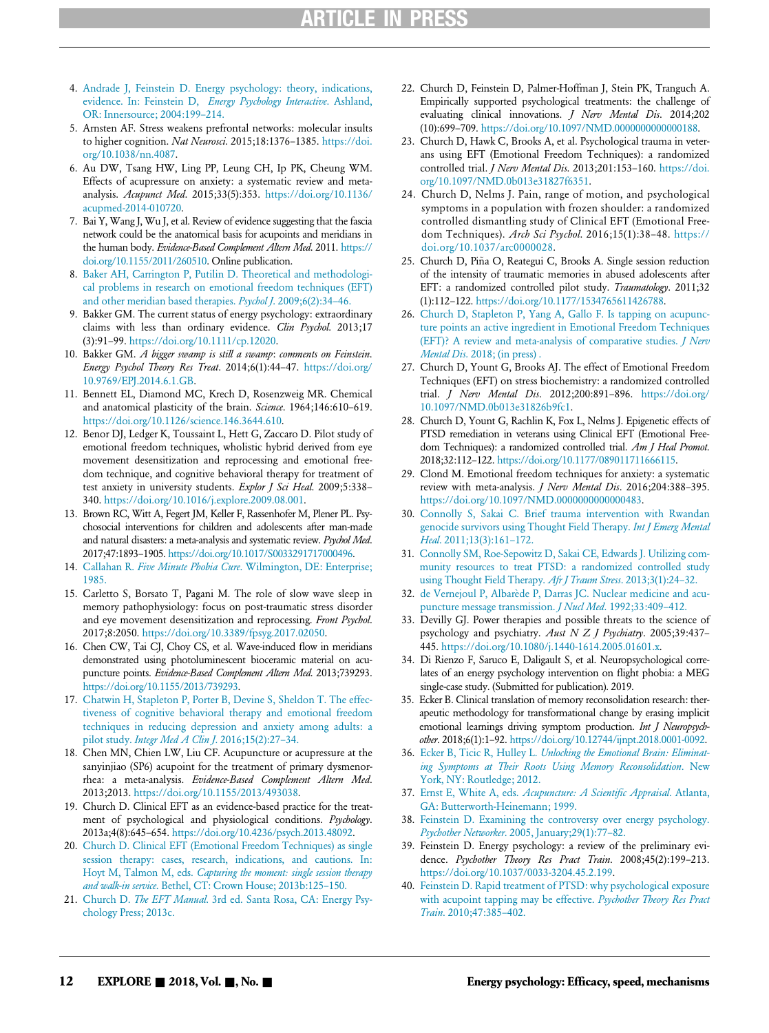4. Andrade J, Feinstein D. Energy psychology: theory, indications, evidence. In: Feinstein D, *Energy Psychology Interactive*. Ashland, OR: Innersource; 2004:199–214.
5. Arnsten AF. Stress weakens prefrontal networks: molecular insults to higher cognition. *Nat Neurosci*. 2015;18:1376–1385. https://doi.org/10.1038/nn.4087.
6. Au DW, Tsang HW, Ling PP, Leung CH, Ip PK, Cheung WM. Effects of acupressure on anxiety: a systematic review and meta-analysis. *Acupunct Med*. 2015;33(5):353. https://doi.org/10.1136/acupmed-2014-010720.
7. Bai Y, Wang J, Wu J, et al. Review of evidence suggesting that the fascia network could be the anatomical basis for acupoints and meridians in the human body. *Evidence-Based Complement Altern Med*. 2011. https://doi.org/10.1155/2011/260510. Online publication.
8. Baker AH, Carrington P, Putilin D. Theoretical and methodological problems in research on emotional freedom techniques (EFT) and other meridian based therapies. *Psychol J*. 2009;6(2):34–46.
9. Bakker GM. The current status of energy psychology: extraordinary claims with less than ordinary evidence. *Clin Psychol*. 2013;17(3):91–99. https://doi.org/10.1111/cp.12020.
10. Bakker GM. *A bigger swamp is still a swamp*: *comments on Feinstein*. *Energy Psychol Theory Res Treat*. 2014;6(1):44–47. https://doi.org/10.9769/EPJ.2014.6.1.GB.
11. Bennett EL, Diamond MC, Krech D, Rosenzweig MR. Chemical and anatomical plasticity of the brain. *Science*. 1964;146:610–619. https://doi.org/10.1126/science.146.3644.610.
12. Benor DJ, Ledger K, Toussaint L, Hett G, Zaccaro D. Pilot study of emotional freedom techniques, wholistic hybrid derived from eye movement desensitization and reprocessing and emotional freedom technique, and cognitive behavioral therapy for treatment of test anxiety in university students. *Explor J Sci Heal*. 2009;5:338–340. https://doi.org/10.1016/j.explore.2009.08.001.
13. Brown RC, Witt A, Fegert JM, Keller F, Rassenhofer M, Plener PL. Psychosocial interventions for children and adolescents after man-made and natural disasters: a meta-analysis and systematic review. *Psychol Med*. 2017;47:1893–1905. https://doi.org/10.1017/S0033291717000496.
14. Callahan R. *Five Minute Phobia Cure*. Wilmington, DE: Enterprise; 1985.
15. Carletto S, Borsato T, Pagani M. The role of slow wave sleep in memory pathophysiology: focus on post-traumatic stress disorder and eye movement desensitization and reprocessing. *Front Psychol*. 2017;8:2050. https://doi.org/10.3389/fpsyg.2017.02050.
16. Chen CW, Tai CJ, Choy CS, et al. Wave-induced flow in meridians demonstrated using photoluminescent bioceramic material on acupuncture points. *Evidence-Based Complement Altern Med*. 2013;739293. https://doi.org/10.1155/2013/739293.
17. Chatwin H, Stapleton P, Porter B, Devine S, Sheldon T. The effectiveness of cognitive behavioral therapy and emotional freedom techniques in reducing depression and anxiety among adults: a pilot study. *Integr Med A Clin J*. 2016;15(2):27–34.
18. Chen MN, Chien LW, Liu CF. Acupuncture or acupressure at the sanyinjiao (SP6) acupoint for the treatment of primary dysmenorrhea: a meta-analysis. *Evidence-Based Complement Altern Med*. 2013;2013. https://doi.org/10.1155/2013/493038.
19. Church D. Clinical EFT as an evidence-based practice for the treatment of psychological and physiological conditions. *Psychology*. 2013a;4(8):645–654. https://doi.org/10.4236/psych.2013.48092.
20. Church D. Clinical EFT (Emotional Freedom Techniques) as single session therapy: cases, research, indications, and cautions. In: Hoyt M, Talmon M, eds. *Capturing the moment: single session therapy and walk-in service*. Bethel, CT: Crown House; 2013b:125–150.
21. Church D. *The EFT Manual*. 3rd ed. Santa Rosa, CA: Energy Psychology Press; 2013c.
22. Church D, Feinstein D, Palmer-Hoffman J, Stein PK, Tranguch A. Empirically supported psychological treatments: the challenge of evaluating clinical innovations. *J Nerv Mental Dis*. 2014;202(10):699–709. https://doi.org/10.1097/NMD.0000000000000188.
23. Church D, Hawk C, Brooks A, et al. Psychological trauma in veterans using EFT (Emotional Freedom Techniques): a randomized controlled trial. *J Nerv Mental Dis*. 2013;201:153–160. https://doi.org/10.1097/NMD.0b013e31827f6351.
24. Church D, Nelms J. Pain, range of motion, and psychological symptoms in a population with frozen shoulder: a randomized controlled dismantling study of Clinical EFT (Emotional Freedom Techniques). *Arch Sci Psychol*. 2016;15(1):38–48. https://doi.org/10.1037/arc0000028.
25. Church D, Piña O, Reategui C, Brooks A. Single session reduction of the intensity of traumatic memories in abused adolescents after EFT: a randomized controlled pilot study. *Traumatology*. 2011;32(1):112–122. https://doi.org/10.1177/1534765611426788.
26. Church D, Stapleton P, Yang A, Gallo F. Is tapping on acupuncture points an active ingredient in Emotional Freedom Techniques (EFT)? A review and meta-analysis of comparative studies. *J Nerv Mental Dis*. 2018; (in press) .
27. Church D, Yount G, Brooks AJ. The effect of Emotional Freedom Techniques (EFT) on stress biochemistry: a randomized controlled trial. *J Nerv Mental Dis*. 2012;200:891–896. https://doi.org/10.1097/NMD.0b013e31826b9fc1.
28. Church D, Yount G, Rachlin K, Fox L, Nelms J. Epigenetic effects of PTSD remediation in veterans using Clinical EFT (Emotional Freedom Techniques): a randomized controlled trial. *Am J Heal Promot*. 2018;32:112–122. https://doi.org/10.1177/089011711666115.
29. Clond M. Emotional freedom techniques for anxiety: a systematic review with meta-analysis. *J Nerv Mental Dis*. 2016;204:388–395. https://doi.org/10.1097/NMD.0000000000000483.
30. Connolly S, Sakai C. Brief trauma intervention with Rwandan genocide survivors using Thought Field Therapy. *Int J Emerg Mental Heal*. 2011;13(3):161–172.
31. Connolly SM, Roe-Sepowitz D, Sakai CE, Edwards J. Utilizing community resources to treat PTSD: a randomized controlled study using Thought Field Therapy. *Afr J Traum Stress*. 2013;3(1):24–32.
32. de Vernejoul P, Albarède P, Darras JC. Nuclear medicine and acupuncture message transmission. *J Nucl Med*. 1992;33:409–412.
33. Devilly GJ. Power therapies and possible threats to the science of psychology and psychiatry. *Aust N Z J Psychiatry*. 2005;39:437–445. https://doi.org/10.1080/j.1440-1614.2005.01601.x.
34. Di Rienzo F, Saruco E, Daligault S, et al. Neuropsychological correlates of an energy psychology intervention on flight phobia: a MEG single-case study. (Submitted for publication). 2019.
35. Ecker B. Clinical translation of memory reconsolidation research: therapeutic methodology for transformational change by erasing implicit emotional learnings driving symptom production. *Int J Neuropsychother*. 2018;6(1):1–92. https://doi.org/10.12744/ijnpt.2018.0001-0092.
36. Ecker B, Ticic R, Hulley L. *Unlocking the Emotional Brain: Eliminating Symptoms at Their Roots Using Memory Reconsolidation*. New York, NY: Routledge; 2012.
37. Ernst E, White A, eds. *Acupuncture: A Scientific Appraisal*. Atlanta, GA: Butterworth-Heinemann; 1999.
38. Feinstein D. Examining the controversy over energy psychology. *Psychother Networker*. 2005, January;29(1):77–82.
39. Feinstein D. Energy psychology: a review of the preliminary evidence. *Psychother Theory Res Pract Train*. 2008;45(2):199–213. https://doi.org/10.1037/0033-3204.45.2.199.
40. Feinstein D. Rapid treatment of PTSD: why psychological exposure with acupoint tapping may be effective. *Psychother Theory Res Pract Train*. 2010;47:385–402.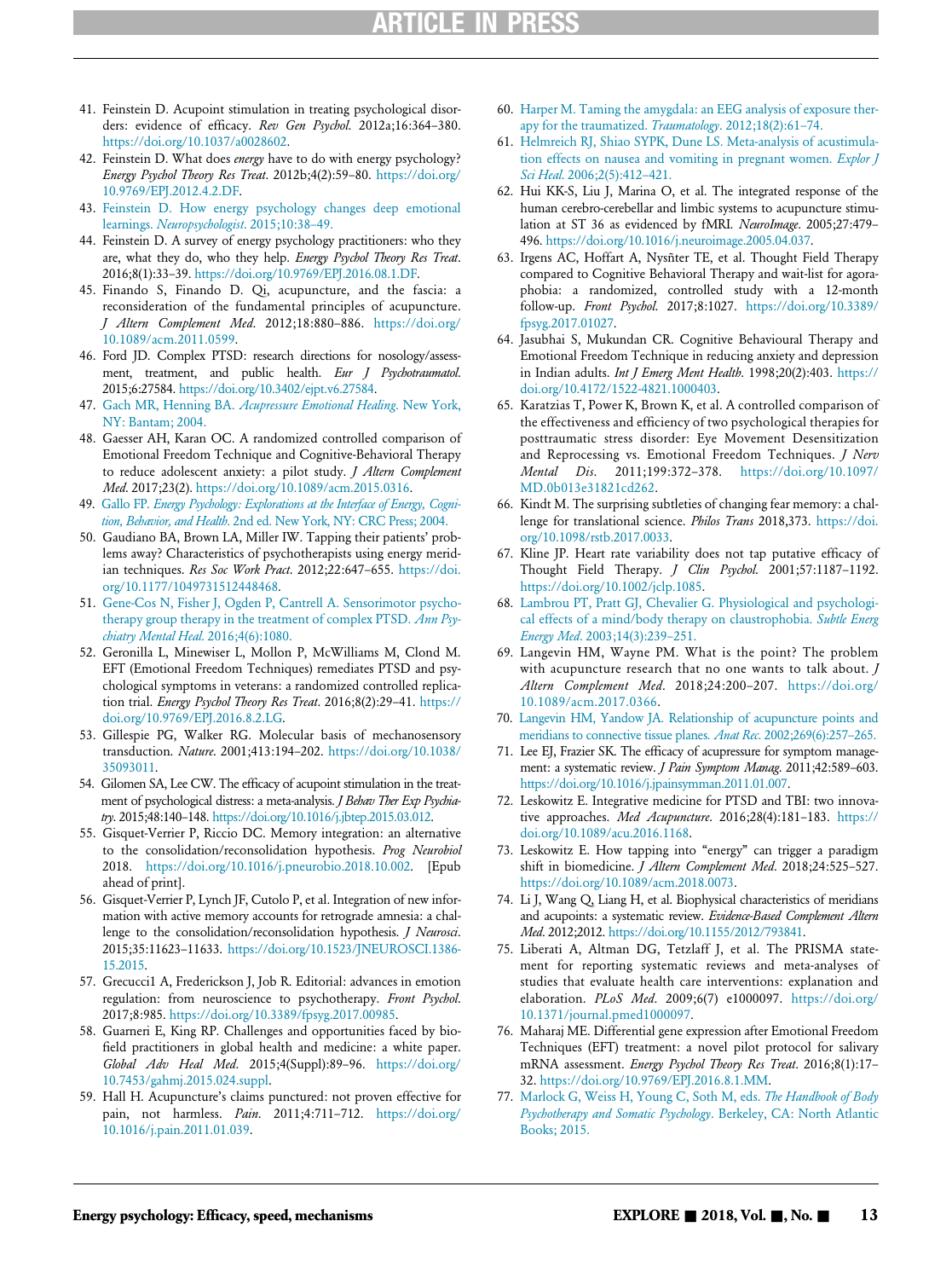41. Feinstein D. Acupoint stimulation in treating psychological disorders: evidence of efficacy. *Rev Gen Psychol.* 2012a;16:364–380. https://doi.org/10.1037/a0028602.
42. Feinstein D. What does *energy* have to do with energy psychology? *Energy Psychol Theory Res Treat*. 2012b;4(2):59–80. https://doi.org/10.9769/EPJ.2012.4.2.DF.
43. Feinstein D. How energy psychology changes deep emotional learnings. *Neuropsychologist*. 2015;10:38–49.
44. Feinstein D. A survey of energy psychology practitioners: who they are, what they do, who they help. *Energy Psychol Theory Res Treat*. 2016;8(1):33–39. https://doi.org/10.9769/EPJ.2016.08.1.DF.
45. Finando S, Finando D. Qi, acupuncture, and the fascia: a reconsideration of the fundamental principles of acupuncture. *J Altern Complement Med*. 2012;18:880–886. https://doi.org/10.1089/acm.2011.0599.
46. Ford JD. Complex PTSD: research directions for nosology/assessment, treatment, and public health. *Eur J Psychotraumatol.* 2015;6:27584. https://doi.org/10.3402/ejpt.v6.27584.
47. Gach MR, Henning BA. *Acupressure Emotional Healing*. New York, NY: Bantam; 2004.
48. Gaesser AH, Karan OC. A randomized controlled comparison of Emotional Freedom Technique and Cognitive-Behavioral Therapy to reduce adolescent anxiety: a pilot study. *J Altern Complement Med*. 2017;23(2). https://doi.org/10.1089/acm.2015.0316.
49. Gallo FP. *Energy Psychology: Explorations at the Interface of Energy, Cognition, Behavior, and Health*. 2nd ed. New York, NY: CRC Press; 2004.
50. Gaudiano BA, Brown LA, Miller IW. Tapping their patients' problems away? Characteristics of psychotherapists using energy meridian techniques. *Res Soc Work Pract*. 2012;22:647–655. https://doi.org/10.1177/1049731512448468.
51. Gene-Cos N, Fisher J, Ogden P, Cantrell A. Sensorimotor psychotherapy group therapy in the treatment of complex PTSD. *Ann Psychiatry Mental Heal*. 2016;4(6):1080.
52. Geronilla L, Minewiser L, Mollon P, McWilliams M, Clond M. EFT (Emotional Freedom Techniques) remediates PTSD and psychological symptoms in veterans: a randomized controlled replication trial. *Energy Psychol Theory Res Treat*. 2016;8(2):29–41. https://doi.org/10.9769/EPJ.2016.8.2.LG.
53. Gillespie PG, Walker RG. Molecular basis of mechanosensory transduction. *Nature*. 2001;413:194–202. https://doi.org/10.1038/35093011.
54. Gilomen SA, Lee CW. The efficacy of acupoint stimulation in the treatment of psychological distress: a meta-analysis. *J Behav Ther Exp Psychiatry*. 2015;48:140–148. https://doi.org/10.1016/j.jbtep.2015.03.012.
55. Gisquet-Verrier P, Riccio DC. Memory integration: an alternative to the consolidation/reconsolidation hypothesis. *Prog Neurobiol* 2018. https://doi.org/10.1016/j.pneurobio.2018.10.002. [Epub ahead of print].
56. Gisquet-Verrier P, Lynch JF, Cutolo P, et al. Integration of new information with active memory accounts for retrograde amnesia: a challenge to the consolidation/reconsolidation hypothesis. *J Neurosci*. 2015;35:11623–11633. https://doi.org/10.1523/JNEUROSCI.1386-15.2015.
57. Grecucci1 A, Frederickson J, Job R. Editorial: advances in emotion regulation: from neuroscience to psychotherapy. *Front Psychol*. 2017;8:985. https://doi.org/10.3389/fpsyg.2017.00985.
58. Guarneri E, King RP. Challenges and opportunities faced by biofield practitioners in global health and medicine: a white paper. *Global Adv Heal Med*. 2015;4(Suppl):89–96. https://doi.org/10.7453/gahmj.2015.024.suppl.
59. Hall H. Acupuncture's claims punctured: not proven effective for pain, not harmless. *Pain*. 2011;4:711–712. https://doi.org/10.1016/j.pain.2011.01.039.
60. Harper M. Taming the amygdala: an EEG analysis of exposure therapy for the traumatized. *Traumatology*. 2012;18(2):61–74.
61. Helmreich RJ, Shiao SYPK, Dune LS. Meta-analysis of acustimulation effects on nausea and vomiting in pregnant women. *Explor J Sci Heal*. 2006;2(5):412–421.
62. Hui KK-S, Liu J, Marina O, et al. The integrated response of the human cerebro-cerebellar and limbic systems to acupuncture stimulation at ST 36 as evidenced by fMRI. *NeuroImage*. 2005;27:479–496. https://doi.org/10.1016/j.neuroimage.2005.04.037.
63. Irgens AC, Hoffart A, Nysñter TE, et al. Thought Field Therapy compared to Cognitive Behavioral Therapy and wait-list for agoraphobia: a randomized, controlled study with a 12-month follow-up. *Front Psychol.* 2017;8:1027. https://doi.org/10.3389/fpsyg.2017.01027.
64. Jasubhai S, Mukundan CR. Cognitive Behavioural Therapy and Emotional Freedom Technique in reducing anxiety and depression in Indian adults. *Int J Emerg Ment Health*. 1998;20(2):403. https://doi.org/10.4172/1522-4821.1000403.
65. Karatzias T, Power K, Brown K, et al. A controlled comparison of the effectiveness and efficiency of two psychological therapies for posttraumatic stress disorder: Eye Movement Desensitization and Reprocessing vs. Emotional Freedom Techniques. *J Nerv Mental Dis*. 2011;199:372–378. https://doi.org/10.1097/MD.0b013e31821cd262.
66. Kindt M. The surprising subtleties of changing fear memory: a challenge for translational science. *Philos Trans* 2018,373. https://doi.org/10.1098/rstb.2017.0033.
67. Kline JP. Heart rate variability does not tap putative efficacy of Thought Field Therapy. *J Clin Psychol.* 2001;57:1187–1192. https://doi.org/10.1002/jclp.1085.
68. Lambrou PT, Pratt GJ, Chevalier G. Physiological and psychological effects of a mind/body therapy on claustrophobia. *Subtle Energ Energy Med*. 2003;14(3):239–251.
69. Langevin HM, Wayne PM. What is the point? The problem with acupuncture research that no one wants to talk about. *J Altern Complement Med*. 2018;24:200–207. https://doi.org/10.1089/acm.2017.0366.
70. Langevin HM, Yandow JA. Relationship of acupuncture points and meridians to connective tissue planes. *Anat Rec*. 2002;269(6):257–265.
71. Lee EJ, Frazier SK. The efficacy of acupressure for symptom management: a systematic review. *J Pain Symptom Manag*. 2011;42:589–603. https://doi.org/10.1016/j.jpainsymman.2011.01.007.
72. Leskowitz E. Integrative medicine for PTSD and TBI: two innovative approaches. *Med Acupuncture*. 2016;28(4):181–183. https://doi.org/10.1089/acu.2016.1168.
73. Leskowitz E. How tapping into "energy" can trigger a paradigm shift in biomedicine. *J Altern Complement Med*. 2018;24:525–527. https://doi.org/10.1089/acm.2018.0073.
74. Li J, Wang Q, Liang H, et al. Biophysical characteristics of meridians and acupoints: a systematic review. *Evidence-Based Complement Altern Med*. 2012;2012. https://doi.org/10.1155/2012/793841.
75. Liberati A, Altman DG, Tetzlaff J, et al. The PRISMA statement for reporting systematic reviews and meta-analyses of studies that evaluate health care interventions: explanation and elaboration. *PLoS Med*. 2009;6(7) e1000097. https://doi.org/10.1371/journal.pmed1000097.
76. Maharaj ME. Differential gene expression after Emotional Freedom Techniques (EFT) treatment: a novel pilot protocol for salivary mRNA assessment. *Energy Psychol Theory Res Treat*. 2016;8(1):17–32. https://doi.org/10.9769/EPJ.2016.8.1.MM.
77. Marlock G, Weiss H, Young C, Soth M, eds. *The Handbook of Body Psychotherapy and Somatic Psychology*. Berkeley, CA: North Atlantic Books; 2015.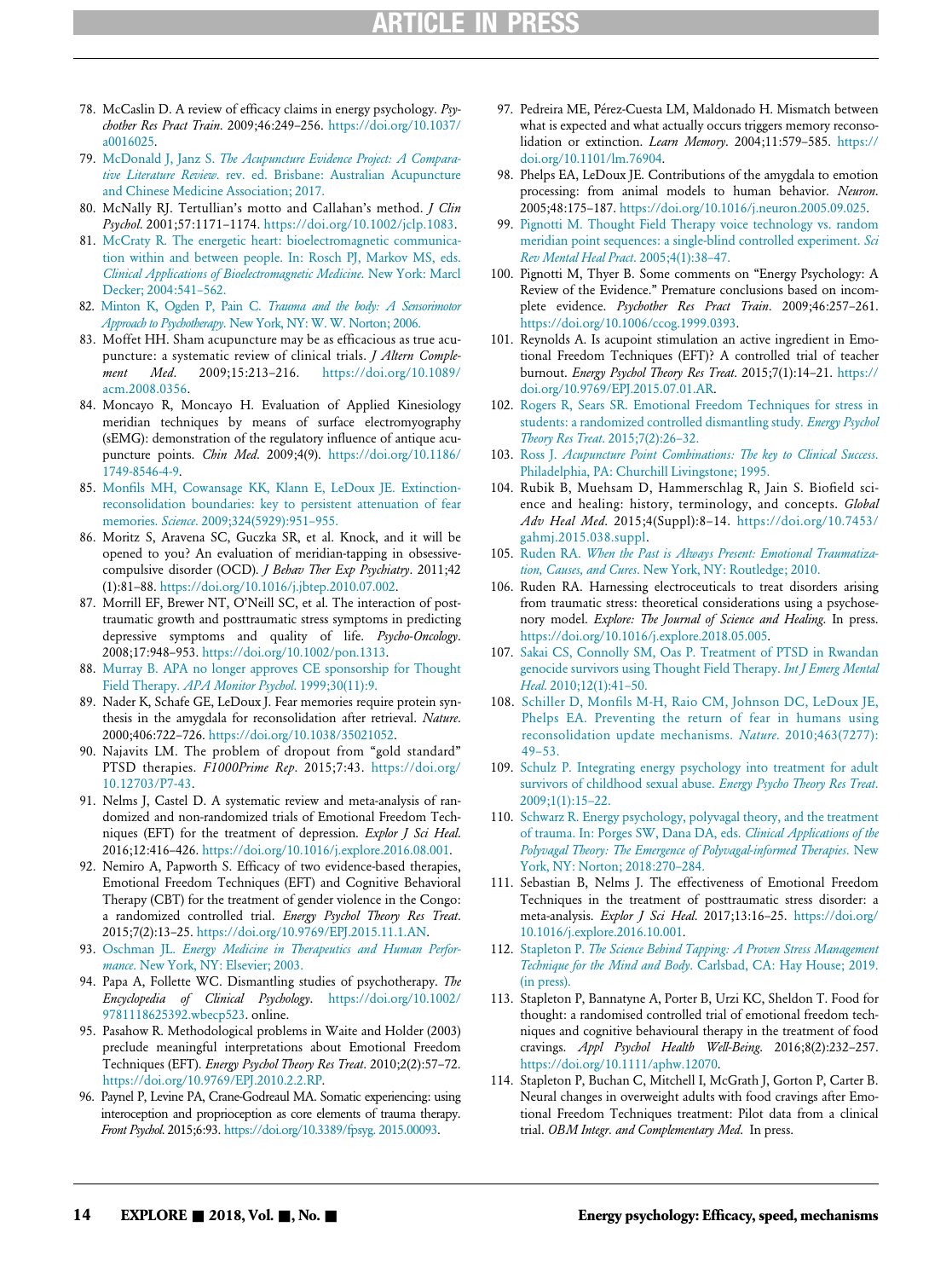78. McCaslin D. A review of efficacy claims in energy psychology. *Psychother Res Pract Train*. 2009;46:249–256. https://doi.org/10.1037/a0016025.
79. McDonald J, Janz S. *The Acupuncture Evidence Project: A Comparative Literature Review*. rev. ed. Brisbane: Australian Acupuncture and Chinese Medicine Association; 2017.
80. McNally RJ. Tertullian's motto and Callahan's method. *J Clin Psychol*. 2001;57:1171–1174. https://doi.org/10.1002/jclp.1083.
81. McCraty R. The energetic heart: bioelectromagnetic communication within and between people. In: Rosch PJ, Markov MS, eds. *Clinical Applications of Bioelectromagnetic Medicine*. New York: Marcl Decker; 2004:541–562.
82. Minton K, Ogden P, Pain C. *Trauma and the body: A Sensorimotor Approach to Psychotherapy*. New York, NY: W. W. Norton; 2006.
83. Moffet HH. Sham acupuncture may be as efficacious as true acupuncture: a systematic review of clinical trials. *J Altern Complement Med*. 2009;15:213–216. https://doi.org/10.1089/acm.2008.0356.
84. Moncayo R, Moncayo H. Evaluation of Applied Kinesiology meridian techniques by means of surface electromyography (sEMG): demonstration of the regulatory influence of antique acupuncture points. *Chin Med*. 2009;4(9). https://doi.org/10.1186/1749-8546-4-9.
85. Monfils MH, Cowansage KK, Klann E, LeDoux JE. Extinction-reconsolidation boundaries: key to persistent attenuation of fear memories. *Science*. 2009;324(5929):951–955.
86. Moritz S, Aravena SC, Guczka SR, et al. Knock, and it will be opened to you? An evaluation of meridian-tapping in obsessive-compulsive disorder (OCD). *J Behav Ther Exp Psychiatry*. 2011;42 (1):81–88. https://doi.org/10.1016/j.jbtep.2010.07.002.
87. Morrill EF, Brewer NT, O'Neill SC, et al. The interaction of post-traumatic growth and posttraumatic stress symptoms in predicting depressive symptoms and quality of life. *Psycho-Oncology*. 2008;17:948–953. https://doi.org/10.1002/pon.1313.
88. Murray B. APA no longer approves CE sponsorship for Thought Field Therapy. *APA Monitor Psychol*. 1999;30(11):9.
89. Nader K, Schafe GE, LeDoux J. Fear memories require protein synthesis in the amygdala for reconsolidation after retrieval. *Nature*. 2000;406:722–726. https://doi.org/10.1038/35021052.
90. Najavits LM. The problem of dropout from "gold standard" PTSD therapies. *F1000Prime Rep*. 2015;7:43. https://doi.org/10.12703/P7-43.
91. Nelms J, Castel D. A systematic review and meta-analysis of randomized and non-randomized trials of Emotional Freedom Techniques (EFT) for the treatment of depression. *Explor J Sci Heal*. 2016;12:416–426. https://doi.org/10.1016/j.explore.2016.08.001.
92. Nemiro A, Papworth S. Efficacy of two evidence-based therapies, Emotional Freedom Techniques (EFT) and Cognitive Behavioral Therapy (CBT) for the treatment of gender violence in the Congo: a randomized controlled trial. *Energy Psychol Theory Res Treat*. 2015;7(2):13–25. https://doi.org/10.9769/EPJ.2015.11.1.AN.
93. Oschman JL. *Energy Medicine in Therapeutics and Human Performance*. New York, NY: Elsevier; 2003.
94. Papa A, Follette WC. Dismantling studies of psychotherapy. *The Encyclopedia of Clinical Psychology*. https://doi.org/10.1002/9781118625392.wbecp523. online.
95. Pasahow R. Methodological problems in Waite and Holder (2003) preclude meaningful interpretations about Emotional Freedom Techniques (EFT). *Energy Psychol Theory Res Treat*. 2010;2(2):57–72. https://doi.org/10.9769/EPJ.2010.2.2.RP.
96. Paynel P, Levine PA, Crane-Godreaul MA. Somatic experiencing: using interoception and proprioception as core elements of trauma therapy. *Front Psychol*. 2015;6:93. https://doi.org/10.3389/fpsyg.2015.00093.
97. Pedreira ME, Pérez-Cuesta LM, Maldonado H. Mismatch between what is expected and what actually occurs triggers memory reconsolidation or extinction. *Learn Memory*. 2004;11:579–585. https://doi.org/10.1101/lm.76904.
98. Phelps EA, LeDoux JE. Contributions of the amygdala to emotion processing: from animal models to human behavior. *Neuron*. 2005;48:175–187. https://doi.org/10.1016/j.neuron.2005.09.025.
99. Pignotti M. Thought Field Therapy voice technology vs. random meridian point sequences: a single-blind controlled experiment. *Sci Rev Mental Heal Pract*. 2005;4(1):38–47.
100. Pignotti M, Thyer B. Some comments on "Energy Psychology: A Review of the Evidence." Premature conclusions based on incomplete evidence. *Psychother Res Pract Train*. 2009;46:257–261. https://doi.org/10.1006/ccog.1999.0393.
101. Reynolds A. Is acupoint stimulation an active ingredient in Emotional Freedom Techniques (EFT)? A controlled trial of teacher burnout. *Energy Psychol Theory Res Treat*. 2015;7(1):14–21. https://doi.org/10.9769/EPJ.2015.07.01.AR.
102. Rogers R, Sears SR. Emotional Freedom Techniques for stress in students: a randomized controlled dismantling study. *Energy Psychol Theory Res Treat*. 2015;7(2):26–32.
103. Ross J. *Acupuncture Point Combinations: The key to Clinical Success*. Philadelphia, PA: Churchill Livingstone; 1995.
104. Rubik B, Muehsam D, Hammerschlag R, Jain S. Biofield science and healing: history, terminology, and concepts. *Global Adv Heal Med*. 2015;4(Suppl):8–14. https://doi.org/10.7453/gahmj.2015.038.suppl.
105. Ruden RA. *When the Past is Always Present: Emotional Traumatization, Causes, and Cures*. New York, NY: Routledge; 2010.
106. Ruden RA. Harnessing electroceuticals to treat disorders arising from traumatic stress: theoretical considerations using a psychosenory model. *Explore: The Journal of Science and Healing*. In press. https://doi.org/10.1016/j.explore.2018.05.005.
107. Sakai CS, Connolly SM, Oas P. Treatment of PTSD in Rwandan genocide survivors using Thought Field Therapy. *Int J Emerg Mental Heal*. 2010;12(1):41–50.
108. Schiller D, Monfils M-H, Raio CM, Johnson DC, LeDoux JE, Phelps EA. Preventing the return of fear in humans using reconsolidation update mechanisms. *Nature*. 2010;463(7277):49–53.
109. Schulz P. Integrating energy psychology into treatment for adult survivors of childhood sexual abuse. *Energy Psycho Theory Res Treat*. 2009;1(1):15–22.
110. Schwarz R. Energy psychology, polyvagal theory, and the treatment of trauma. In: Porges SW, Dana DA, eds. *Clinical Applications of the Polyvagal Theory: The Emergence of Polyvagal-informed Therapies*. New York, NY: Norton; 2018:270–284.
111. Sebastian B, Nelms J. The effectiveness of Emotional Freedom Techniques in the treatment of posttraumatic stress disorder: a meta-analysis. *Explor J Sci Heal*. 2017;13:16–25. https://doi.org/10.1016/j.explore.2016.10.001.
112. Stapleton P. *The Science Behind Tapping: A Proven Stress Management Technique for the Mind and Body*. Carlsbad, CA: Hay House; 2019. (in press).
113. Stapleton P, Bannatyne A, Porter B, Urzi KC, Sheldon T. Food for thought: a randomised controlled trial of emotional freedom techniques and cognitive behavioural therapy in the treatment of food cravings. *Appl Psychol Health Well-Being*. 2016;8(2):232–257. https://doi.org/10.1111/aphw.12070.
114. Stapleton P, Buchan C, Mitchell I, McGrath J, Gorton P, Carter B. Neural changes in overweight adults with food cravings after Emotional Freedom Techniques treatment: Pilot data from a clinical trial. *OBM Integr. and Complementary Med.* In press.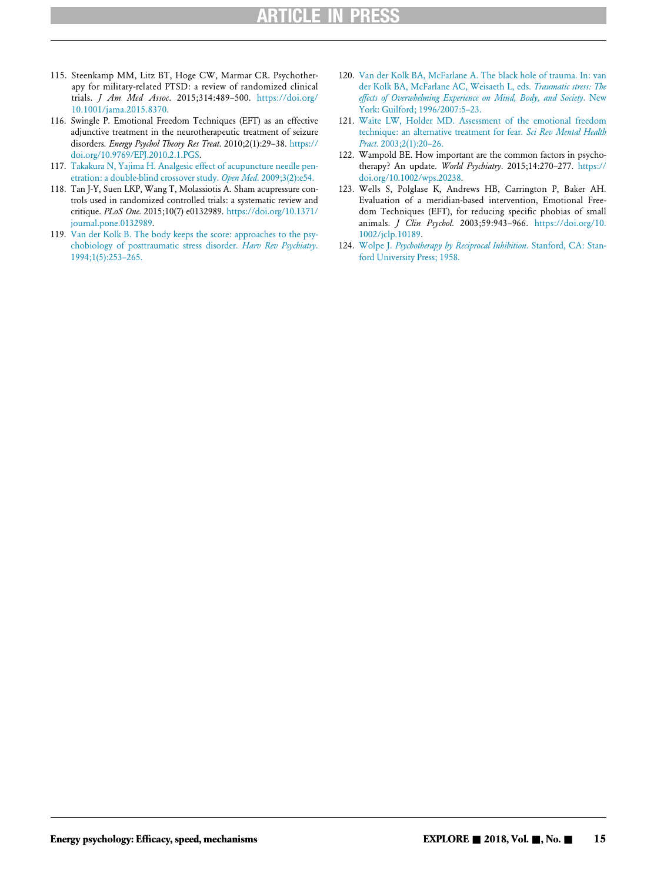115. Steenkamp MM, Litz BT, Hoge CW, Marmar CR. Psychotherapy for military-related PTSD: a review of randomized clinical trials. *J Am Med Assoc*. 2015;314:489–500. https://doi.org/10.1001/jama.2015.8370.
116. Swingle P. Emotional Freedom Techniques (EFT) as an effective adjunctive treatment in the neurotherapeutic treatment of seizure disorders. *Energy Psychol Theory Res Treat*. 2010;2(1):29–38. https://doi.org/10.9769/EPJ.2010.2.1.PGS.
117. Takakura N, Yajima H. Analgesic effect of acupuncture needle penetration: a double-blind crossover study. *Open Med*. 2009;3(2):e54.
118. Tan J-Y, Suen LKP, Wang T, Molassiotis A. Sham acupressure controls used in randomized controlled trials: a systematic review and critique. *PLoS One*. 2015;10(7) e0132989. https://doi.org/10.1371/journal.pone.0132989.
119. Van der Kolk B. The body keeps the score: approaches to the psychobiology of posttraumatic stress disorder. *Harv Rev Psychiatry*. 1994;1(5):253–265.
120. Van der Kolk BA, McFarlane A. The black hole of trauma. In: van der Kolk BA, McFarlane AC, Weisaeth L, eds. *Traumatic stress: The effects of Overwhelming Experience on Mind, Body, and Society*. New York: Guilford; 1996/2007:5–23.
121. Waite LW, Holder MD. Assessment of the emotional freedom technique: an alternative treatment for fear. *Sci Rev Mental Health Pract*. 2003;2(1):20–26.
122. Wampold BE. How important are the common factors in psychotherapy? An update. *World Psychiatry*. 2015;14:270–277. https://doi.org/10.1002/wps.20238.
123. Wells S, Polglase K, Andrews HB, Carrington P, Baker AH. Evaluation of a meridian-based intervention, Emotional Freedom Techniques (EFT), for reducing specific phobias of small animals. *J Clin Psychol*. 2003;59:943–966. https://doi.org/10.1002/jclp.10189.
124. Wolpe J. *Psychotherapy by Reciprocal Inhibition*. Stanford, CA: Stanford University Press; 1958.